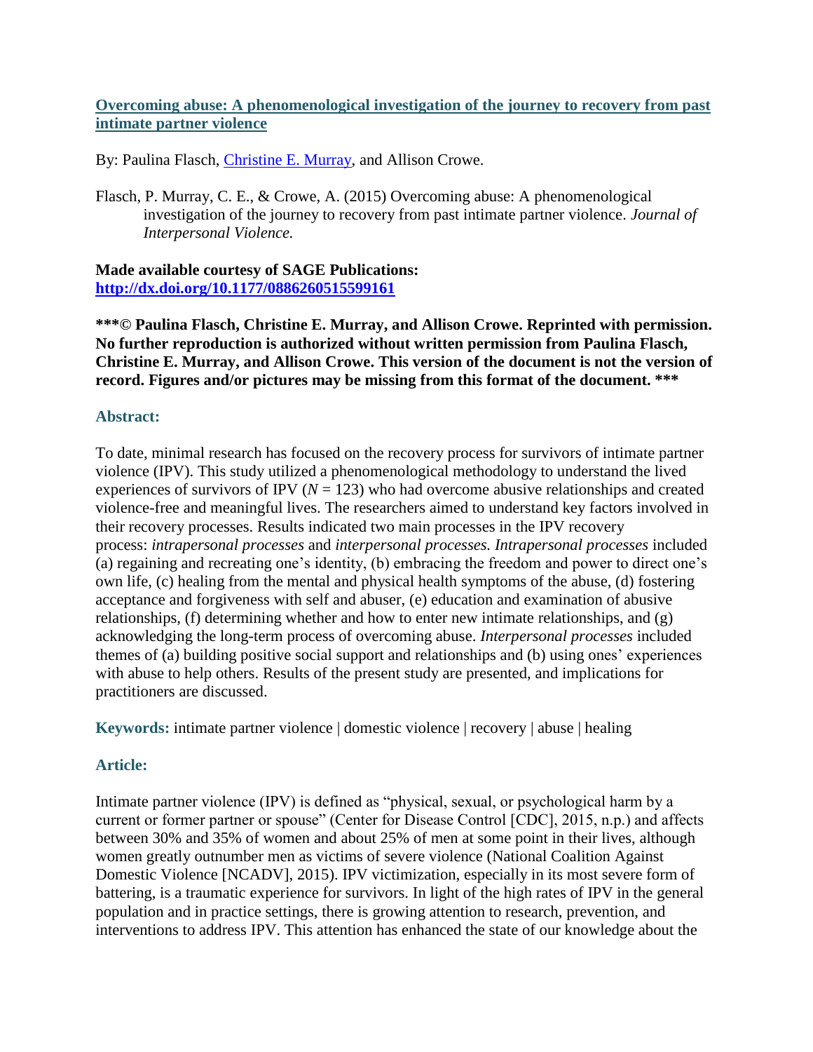## [Overcoming abuse: A phenomenological investigation of the journey to recovery from past intimate partner violence](#)

By: Paulina Flasch, [Christine E. Murray](#), and Allison Crowe.

Flasch, P. Murray, C. E., & Crowe, A. (2015) Overcoming abuse: A phenomenological investigation of the journey to recovery from past intimate partner violence. *Journal of Interpersonal Violence.*

**Made available courtesy of SAGE Publications:**
**[http://dx.doi.org/10.1177/0886260515599161](http://dx.doi.org/10.1177/0886260515599161)**

*****© Paulina Flasch, Christine E. Murray, and Allison Crowe. Reprinted with permission. No further reproduction is authorized without written permission from Paulina Flasch, Christine E. Murray, and Allison Crowe. This version of the document is not the version of record. Figures and/or pictures may be missing from this format of the document. *****

### Abstract:

To date, minimal research has focused on the recovery process for survivors of intimate partner violence (IPV). This study utilized a phenomenological methodology to understand the lived experiences of survivors of IPV ($N$ = 123) who had overcome abusive relationships and created violence-free and meaningful lives. The researchers aimed to understand key factors involved in their recovery processes. Results indicated two main processes in the IPV recovery process: *intrapersonal processes* and *interpersonal processes. Intrapersonal processes* included (a) regaining and recreating one's identity, (b) embracing the freedom and power to direct one's own life, (c) healing from the mental and physical health symptoms of the abuse, (d) fostering acceptance and forgiveness with self and abuser, (e) education and examination of abusive relationships, (f) determining whether and how to enter new intimate relationships, and (g) acknowledging the long-term process of overcoming abuse. *Interpersonal processes* included themes of (a) building positive social support and relationships and (b) using ones' experiences with abuse to help others. Results of the present study are presented, and implications for practitioners are discussed.

**Keywords:** intimate partner violence | domestic violence | recovery | abuse | healing

### Article:

Intimate partner violence (IPV) is defined as "physical, sexual, or psychological harm by a current or former partner or spouse" (Center for Disease Control [CDC], 2015, n.p.) and affects between 30% and 35% of women and about 25% of men at some point in their lives, although women greatly outnumber men as victims of severe violence (National Coalition Against Domestic Violence [NCADV], 2015). IPV victimization, especially in its most severe form of battering, is a traumatic experience for survivors. In light of the high rates of IPV in the general population and in practice settings, there is growing attention to research, prevention, and interventions to address IPV. This attention has enhanced the state of our knowledge about the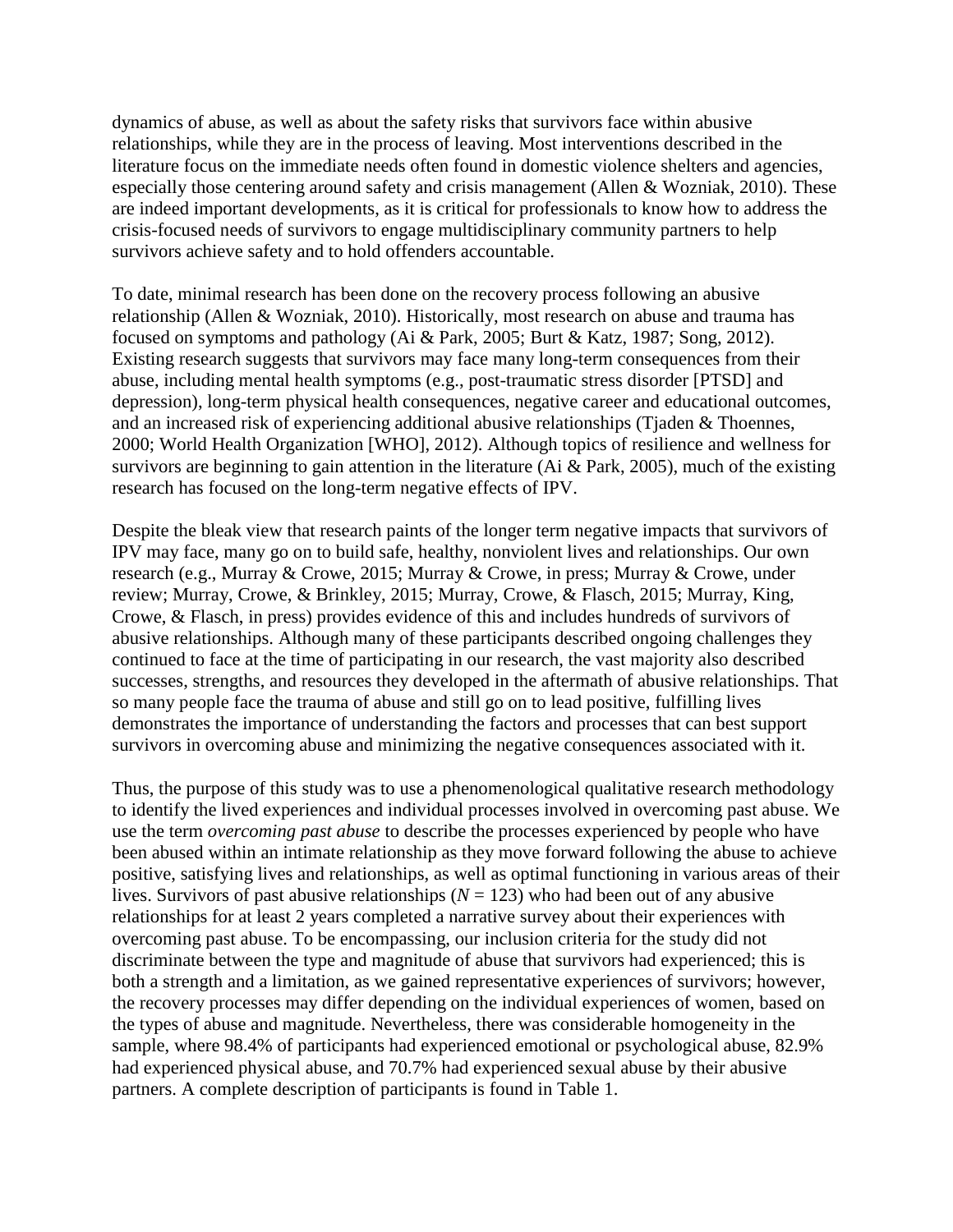dynamics of abuse, as well as about the safety risks that survivors face within abusive relationships, while they are in the process of leaving. Most interventions described in the literature focus on the immediate needs often found in domestic violence shelters and agencies, especially those centering around safety and crisis management (Allen & Wozniak, 2010). These are indeed important developments, as it is critical for professionals to know how to address the crisis-focused needs of survivors to engage multidisciplinary community partners to help survivors achieve safety and to hold offenders accountable.

To date, minimal research has been done on the recovery process following an abusive relationship (Allen & Wozniak, 2010). Historically, most research on abuse and trauma has focused on symptoms and pathology (Ai & Park, 2005; Burt & Katz, 1987; Song, 2012). Existing research suggests that survivors may face many long-term consequences from their abuse, including mental health symptoms (e.g., post-traumatic stress disorder [PTSD] and depression), long-term physical health consequences, negative career and educational outcomes, and an increased risk of experiencing additional abusive relationships (Tjaden & Thoennes, 2000; World Health Organization [WHO], 2012). Although topics of resilience and wellness for survivors are beginning to gain attention in the literature (Ai & Park, 2005), much of the existing research has focused on the long-term negative effects of IPV.

Despite the bleak view that research paints of the longer term negative impacts that survivors of IPV may face, many go on to build safe, healthy, nonviolent lives and relationships. Our own research (e.g., Murray & Crowe, 2015; Murray & Crowe, in press; Murray & Crowe, under review; Murray, Crowe, & Brinkley, 2015; Murray, Crowe, & Flasch, 2015; Murray, King, Crowe, & Flasch, in press) provides evidence of this and includes hundreds of survivors of abusive relationships. Although many of these participants described ongoing challenges they continued to face at the time of participating in our research, the vast majority also described successes, strengths, and resources they developed in the aftermath of abusive relationships. That so many people face the trauma of abuse and still go on to lead positive, fulfilling lives demonstrates the importance of understanding the factors and processes that can best support survivors in overcoming abuse and minimizing the negative consequences associated with it.

Thus, the purpose of this study was to use a phenomenological qualitative research methodology to identify the lived experiences and individual processes involved in overcoming past abuse. We use the term *overcoming past abuse* to describe the processes experienced by people who have been abused within an intimate relationship as they move forward following the abuse to achieve positive, satisfying lives and relationships, as well as optimal functioning in various areas of their lives. Survivors of past abusive relationships ($N = 123$) who had been out of any abusive relationships for at least 2 years completed a narrative survey about their experiences with overcoming past abuse. To be encompassing, our inclusion criteria for the study did not discriminate between the type and magnitude of abuse that survivors had experienced; this is both a strength and a limitation, as we gained representative experiences of survivors; however, the recovery processes may differ depending on the individual experiences of women, based on the types of abuse and magnitude. Nevertheless, there was considerable homogeneity in the sample, where 98.4% of participants had experienced emotional or psychological abuse, 82.9% had experienced physical abuse, and 70.7% had experienced sexual abuse by their abusive partners. A complete description of participants is found in Table 1.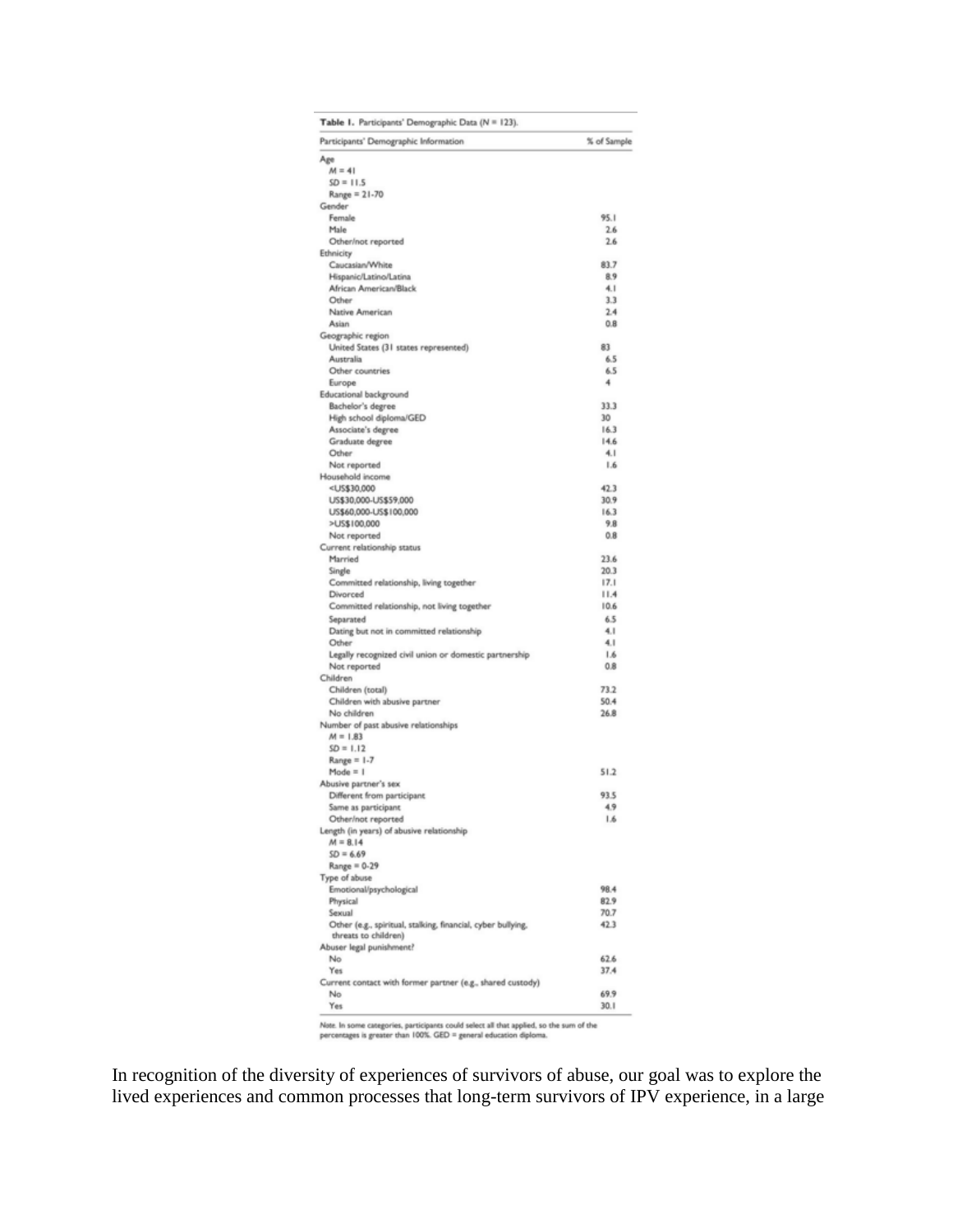**Table 1.** Participants' Demographic Data ($N$ = 123).

| Participants' Demographic Information | % of Sample |
|---|---|
| Age | |
| $M$ = 41 | |
| $SD$ = 11.5 | |
| Range = 21-70 | |
| Gender | |
| Female | 95.1 |
| Male | 2.6 |
| Other/not reported | 2.6 |
| Ethnicity | |
| Caucasian/White | 83.7 |
| Hispanic/Latino/Latina | 8.9 |
| African American/Black | 4.1 |
| Other | 3.3 |
| Native American | 2.4 |
| Asian | 0.8 |
| Geographic region | |
| United States (31 states represented) | 83 |
| Australia | 6.5 |
| Other countries | 6.5 |
| Europe | 4 |
| Educational background | |
| Bachelor's degree | 33.3 |
| High school diploma/GED | 30 |
| Associate's degree | 16.3 |
| Graduate degree | 14.6 |
| Other | 4.1 |
| Not reported | 1.6 |
| Household income | |
| <US$30,000 | 42.3 |
| US$30,000-US$59,000 | 30.9 |
| US$60,000-US$100,000 | 16.3 |
| >US$100,000 | 9.8 |
| Not reported | 0.8 |
| Current relationship status | |
| Married | 23.6 |
| Single | 20.3 |
| Committed relationship, living together | 17.1 |
| Divorced | 11.4 |
| Committed relationship, not living together | 10.6 |
| Separated | 6.5 |
| Dating but not in committed relationship | 4.1 |
| Other | 4.1 |
| Legally recognized civil union or domestic partnership | 1.6 |
| Not reported | 0.8 |
| Children | |
| Children (total) | 73.2 |
| Children with abusive partner | 50.4 |
| No children | 26.8 |
| Number of past abusive relationships | |
| $M$ = 1.83 | |
| $SD$ = 1.12 | |
| Range = 1-7 | |
| Mode = 1 | 51.2 |
| Abusive partner's sex | |
| Different from participant | 93.5 |
| Same as participant | 4.9 |
| Other/not reported | 1.6 |
| Length (in years) of abusive relationship | |
| $M$ = 8.14 | |
| $SD$ = 6.69 | |
| Range = 0-29 | |
| Type of abuse | |
| Emotional/psychological | 98.4 |
| Physical | 82.9 |
| Sexual | 70.7 |
| Other (e.g., spiritual, stalking, financial, cyber bullying, threats to children) | 42.3 |
| Abuser legal punishment? | |
| No | 62.6 |
| Yes | 37.4 |
| Current contact with former partner (e.g., shared custody) | |
| No | 69.9 |
| Yes | 30.1 |

*Note.* In some categories, participants could select all that applied, so the sum of the percentages is greater than 100%. GED = general education diploma.

In recognition of the diversity of experiences of survivors of abuse, our goal was to explore the lived experiences and common processes that long-term survivors of IPV experience, in a large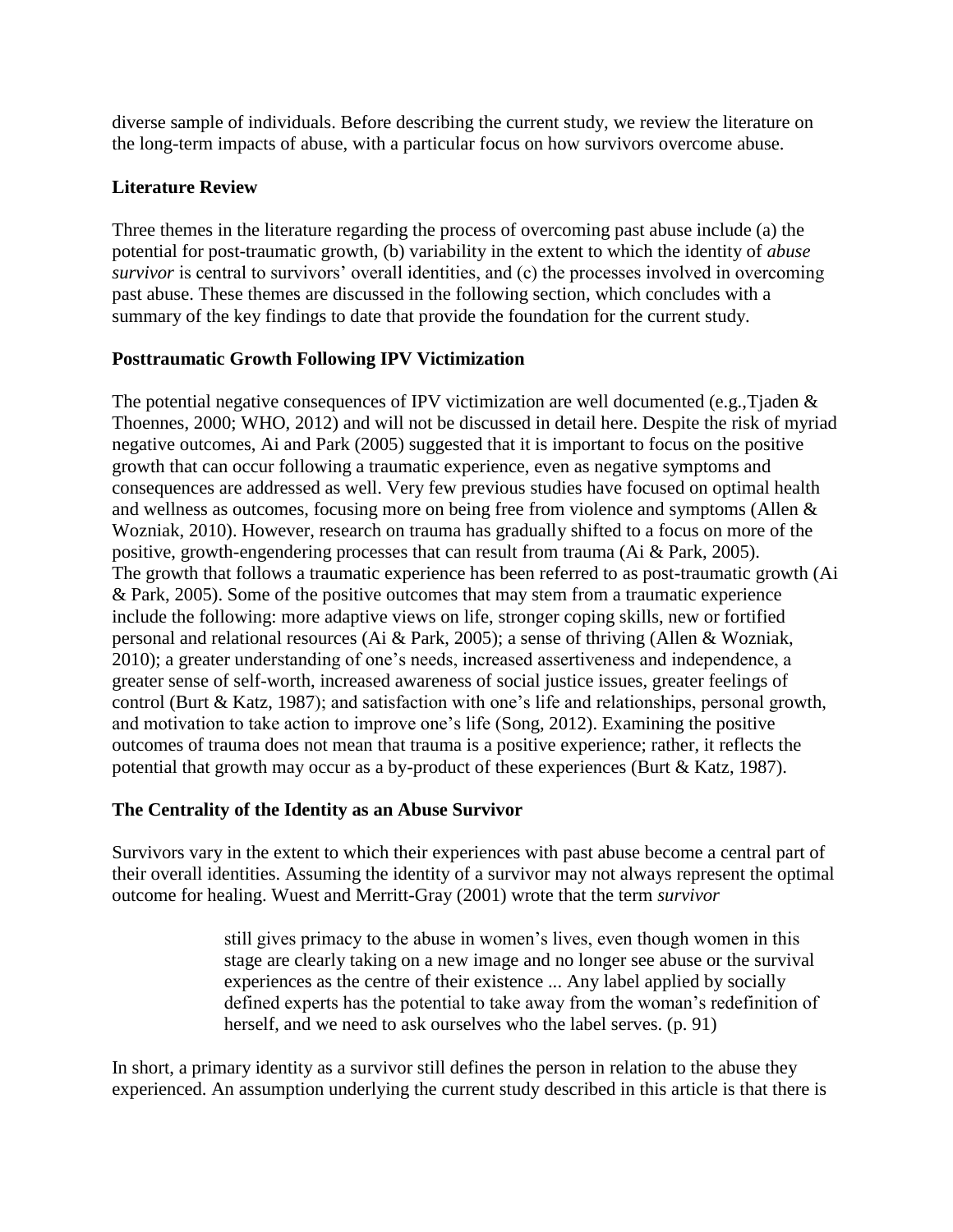diverse sample of individuals. Before describing the current study, we review the literature on the long-term impacts of abuse, with a particular focus on how survivors overcome abuse.

## Literature Review

Three themes in the literature regarding the process of overcoming past abuse include (a) the potential for post-traumatic growth, (b) variability in the extent to which the identity of *abuse survivor* is central to survivors' overall identities, and (c) the processes involved in overcoming past abuse. These themes are discussed in the following section, which concludes with a summary of the key findings to date that provide the foundation for the current study.

### Posttraumatic Growth Following IPV Victimization

The potential negative consequences of IPV victimization are well documented (e.g.,Tjaden & Thoennes, 2000; WHO, 2012) and will not be discussed in detail here. Despite the risk of myriad negative outcomes, Ai and Park (2005) suggested that it is important to focus on the positive growth that can occur following a traumatic experience, even as negative symptoms and consequences are addressed as well. Very few previous studies have focused on optimal health and wellness as outcomes, focusing more on being free from violence and symptoms (Allen & Wozniak, 2010). However, research on trauma has gradually shifted to a focus on more of the positive, growth-engendering processes that can result from trauma (Ai & Park, 2005).
The growth that follows a traumatic experience has been referred to as post-traumatic growth (Ai & Park, 2005). Some of the positive outcomes that may stem from a traumatic experience include the following: more adaptive views on life, stronger coping skills, new or fortified personal and relational resources (Ai & Park, 2005); a sense of thriving (Allen & Wozniak, 2010); a greater understanding of one's needs, increased assertiveness and independence, a greater sense of self-worth, increased awareness of social justice issues, greater feelings of control (Burt & Katz, 1987); and satisfaction with one's life and relationships, personal growth, and motivation to take action to improve one's life (Song, 2012). Examining the positive outcomes of trauma does not mean that trauma is a positive experience; rather, it reflects the potential that growth may occur as a by-product of these experiences (Burt & Katz, 1987).

### The Centrality of the Identity as an Abuse Survivor

Survivors vary in the extent to which their experiences with past abuse become a central part of their overall identities. Assuming the identity of a survivor may not always represent the optimal outcome for healing. Wuest and Merritt-Gray (2001) wrote that the term *survivor*

> still gives primacy to the abuse in women's lives, even though women in this stage are clearly taking on a new image and no longer see abuse or the survival experiences as the centre of their existence ... Any label applied by socially defined experts has the potential to take away from the woman's redefinition of herself, and we need to ask ourselves who the label serves. (p. 91)

In short, a primary identity as a survivor still defines the person in relation to the abuse they experienced. An assumption underlying the current study described in this article is that there is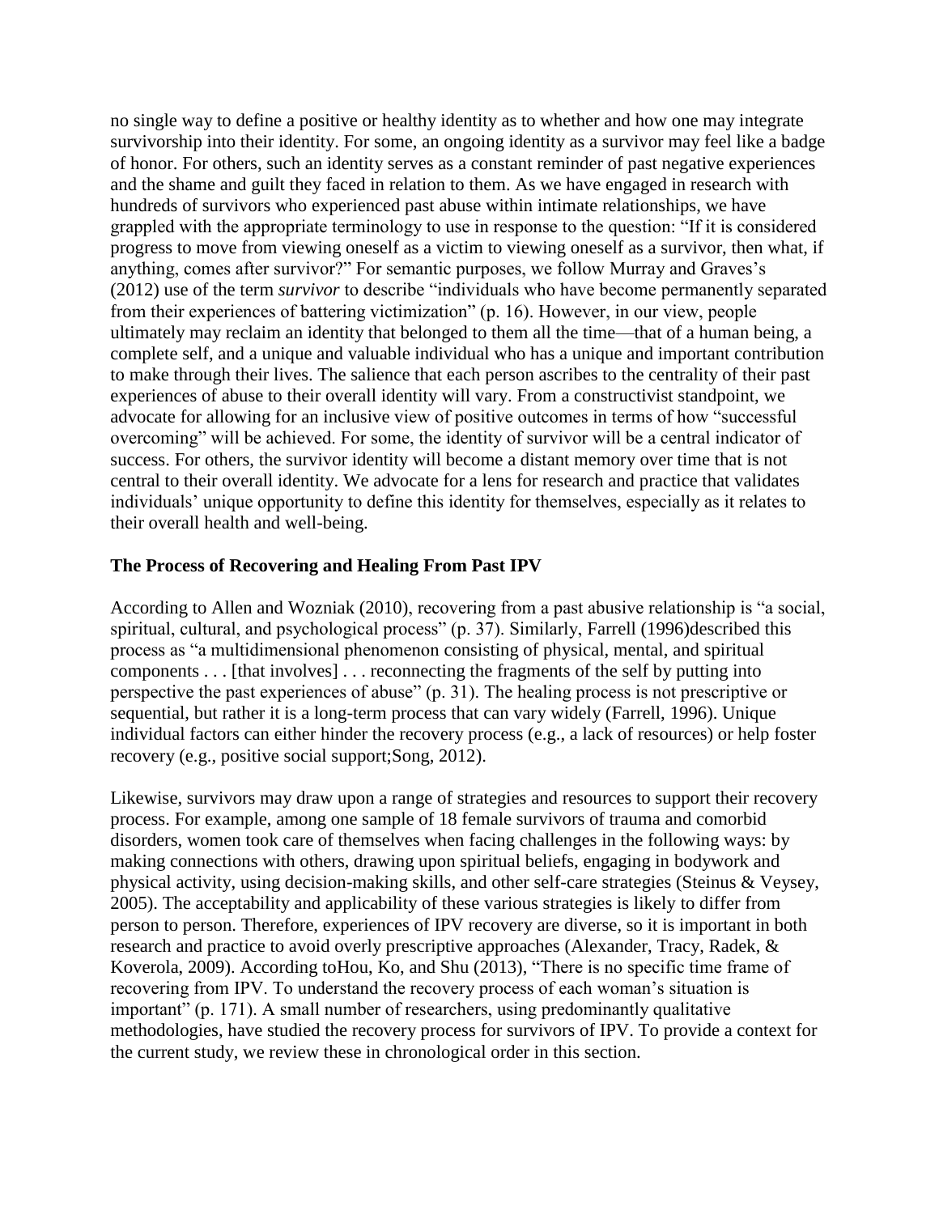no single way to define a positive or healthy identity as to whether and how one may integrate survivorship into their identity. For some, an ongoing identity as a survivor may feel like a badge of honor. For others, such an identity serves as a constant reminder of past negative experiences and the shame and guilt they faced in relation to them. As we have engaged in research with hundreds of survivors who experienced past abuse within intimate relationships, we have grappled with the appropriate terminology to use in response to the question: "If it is considered progress to move from viewing oneself as a victim to viewing oneself as a survivor, then what, if anything, comes after survivor?" For semantic purposes, we follow Murray and Graves's (2012) use of the term *survivor* to describe "individuals who have become permanently separated from their experiences of battering victimization" (p. 16). However, in our view, people ultimately may reclaim an identity that belonged to them all the time—that of a human being, a complete self, and a unique and valuable individual who has a unique and important contribution to make through their lives. The salience that each person ascribes to the centrality of their past experiences of abuse to their overall identity will vary. From a constructivist standpoint, we advocate for allowing for an inclusive view of positive outcomes in terms of how "successful overcoming" will be achieved. For some, the identity of survivor will be a central indicator of success. For others, the survivor identity will become a distant memory over time that is not central to their overall identity. We advocate for a lens for research and practice that validates individuals' unique opportunity to define this identity for themselves, especially as it relates to their overall health and well-being.

## The Process of Recovering and Healing From Past IPV

According to Allen and Wozniak (2010), recovering from a past abusive relationship is "a social, spiritual, cultural, and psychological process" (p. 37). Similarly, Farrell (1996)described this process as "a multidimensional phenomenon consisting of physical, mental, and spiritual components . . . [that involves] . . . reconnecting the fragments of the self by putting into perspective the past experiences of abuse" (p. 31). The healing process is not prescriptive or sequential, but rather it is a long-term process that can vary widely (Farrell, 1996). Unique individual factors can either hinder the recovery process (e.g., a lack of resources) or help foster recovery (e.g., positive social support;Song, 2012).

Likewise, survivors may draw upon a range of strategies and resources to support their recovery process. For example, among one sample of 18 female survivors of trauma and comorbid disorders, women took care of themselves when facing challenges in the following ways: by making connections with others, drawing upon spiritual beliefs, engaging in bodywork and physical activity, using decision-making skills, and other self-care strategies (Steinus & Veysey, 2005). The acceptability and applicability of these various strategies is likely to differ from person to person. Therefore, experiences of IPV recovery are diverse, so it is important in both research and practice to avoid overly prescriptive approaches (Alexander, Tracy, Radek, & Koverola, 2009). According toHou, Ko, and Shu (2013), "There is no specific time frame of recovering from IPV. To understand the recovery process of each woman's situation is important" (p. 171). A small number of researchers, using predominantly qualitative methodologies, have studied the recovery process for survivors of IPV. To provide a context for the current study, we review these in chronological order in this section.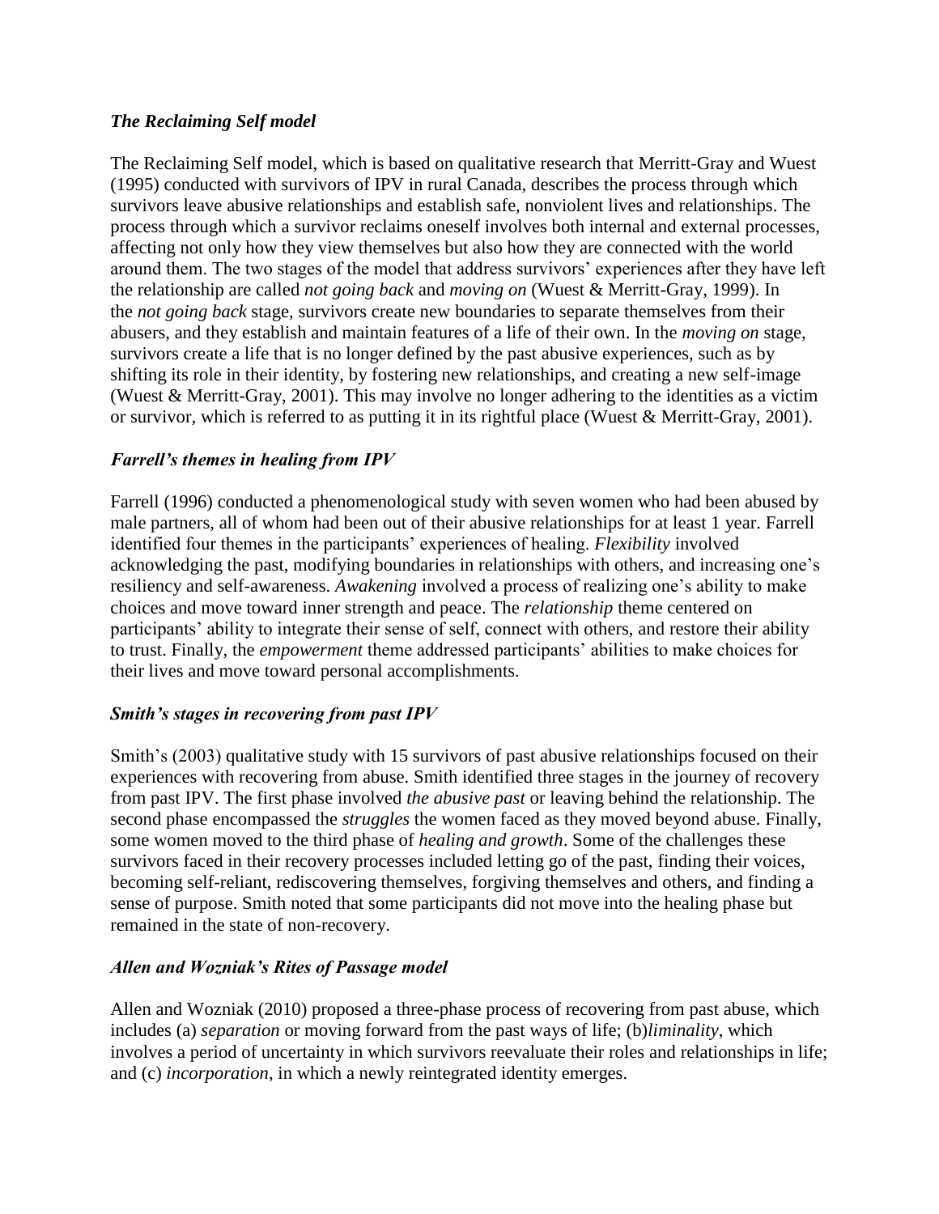### *The Reclaiming Self model*

The Reclaiming Self model, which is based on qualitative research that Merritt-Gray and Wuest (1995) conducted with survivors of IPV in rural Canada, describes the process through which survivors leave abusive relationships and establish safe, nonviolent lives and relationships. The process through which a survivor reclaims oneself involves both internal and external processes, affecting not only how they view themselves but also how they are connected with the world around them. The two stages of the model that address survivors' experiences after they have left the relationship are called *not going back* and *moving on* (Wuest & Merritt-Gray, 1999). In the *not going back* stage, survivors create new boundaries to separate themselves from their abusers, and they establish and maintain features of a life of their own. In the *moving on* stage, survivors create a life that is no longer defined by the past abusive experiences, such as by shifting its role in their identity, by fostering new relationships, and creating a new self-image (Wuest & Merritt-Gray, 2001). This may involve no longer adhering to the identities as a victim or survivor, which is referred to as putting it in its rightful place (Wuest & Merritt-Gray, 2001).

### *Farrell's themes in healing from IPV*

Farrell (1996) conducted a phenomenological study with seven women who had been abused by male partners, all of whom had been out of their abusive relationships for at least 1 year. Farrell identified four themes in the participants' experiences of healing. *Flexibility* involved acknowledging the past, modifying boundaries in relationships with others, and increasing one's resiliency and self-awareness. *Awakening* involved a process of realizing one's ability to make choices and move toward inner strength and peace. The *relationship* theme centered on participants' ability to integrate their sense of self, connect with others, and restore their ability to trust. Finally, the *empowerment* theme addressed participants' abilities to make choices for their lives and move toward personal accomplishments.

### *Smith's stages in recovering from past IPV*

Smith's (2003) qualitative study with 15 survivors of past abusive relationships focused on their experiences with recovering from abuse. Smith identified three stages in the journey of recovery from past IPV. The first phase involved *the abusive past* or leaving behind the relationship. The second phase encompassed the *struggles* the women faced as they moved beyond abuse. Finally, some women moved to the third phase of *healing and growth*. Some of the challenges these survivors faced in their recovery processes included letting go of the past, finding their voices, becoming self-reliant, rediscovering themselves, forgiving themselves and others, and finding a sense of purpose. Smith noted that some participants did not move into the healing phase but remained in the state of non-recovery.

### *Allen and Wozniak's Rites of Passage model*

Allen and Wozniak (2010) proposed a three-phase process of recovering from past abuse, which includes (a) *separation* or moving forward from the past ways of life; (b)*liminality*, which involves a period of uncertainty in which survivors reevaluate their roles and relationships in life; and (c) *incorporation*, in which a newly reintegrated identity emerges.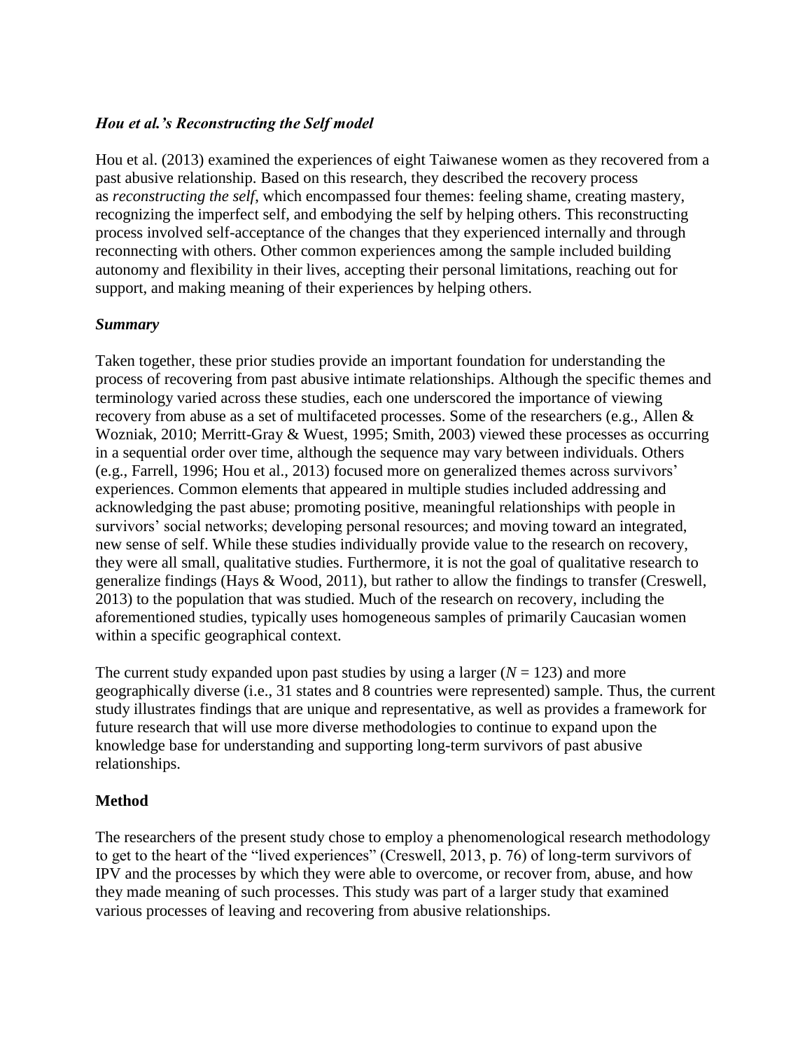### *Hou et al.'s Reconstructing the Self model*

Hou et al. (2013) examined the experiences of eight Taiwanese women as they recovered from a past abusive relationship. Based on this research, they described the recovery process as *reconstructing the self*, which encompassed four themes: feeling shame, creating mastery, recognizing the imperfect self, and embodying the self by helping others. This reconstructing process involved self-acceptance of the changes that they experienced internally and through reconnecting with others. Other common experiences among the sample included building autonomy and flexibility in their lives, accepting their personal limitations, reaching out for support, and making meaning of their experiences by helping others.

### *Summary*

Taken together, these prior studies provide an important foundation for understanding the process of recovering from past abusive intimate relationships. Although the specific themes and terminology varied across these studies, each one underscored the importance of viewing recovery from abuse as a set of multifaceted processes. Some of the researchers (e.g., Allen & Wozniak, 2010; Merritt-Gray & Wuest, 1995; Smith, 2003) viewed these processes as occurring in a sequential order over time, although the sequence may vary between individuals. Others (e.g., Farrell, 1996; Hou et al., 2013) focused more on generalized themes across survivors' experiences. Common elements that appeared in multiple studies included addressing and acknowledging the past abuse; promoting positive, meaningful relationships with people in survivors' social networks; developing personal resources; and moving toward an integrated, new sense of self. While these studies individually provide value to the research on recovery, they were all small, qualitative studies. Furthermore, it is not the goal of qualitative research to generalize findings (Hays & Wood, 2011), but rather to allow the findings to transfer (Creswell, 2013) to the population that was studied. Much of the research on recovery, including the aforementioned studies, typically uses homogeneous samples of primarily Caucasian women within a specific geographical context.

The current study expanded upon past studies by using a larger ($N = 123$) and more geographically diverse (i.e., 31 states and 8 countries were represented) sample. Thus, the current study illustrates findings that are unique and representative, as well as provides a framework for future research that will use more diverse methodologies to continue to expand upon the knowledge base for understanding and supporting long-term survivors of past abusive relationships.

## Method

The researchers of the present study chose to employ a phenomenological research methodology to get to the heart of the "lived experiences" (Creswell, 2013, p. 76) of long-term survivors of IPV and the processes by which they were able to overcome, or recover from, abuse, and how they made meaning of such processes. This study was part of a larger study that examined various processes of leaving and recovering from abusive relationships.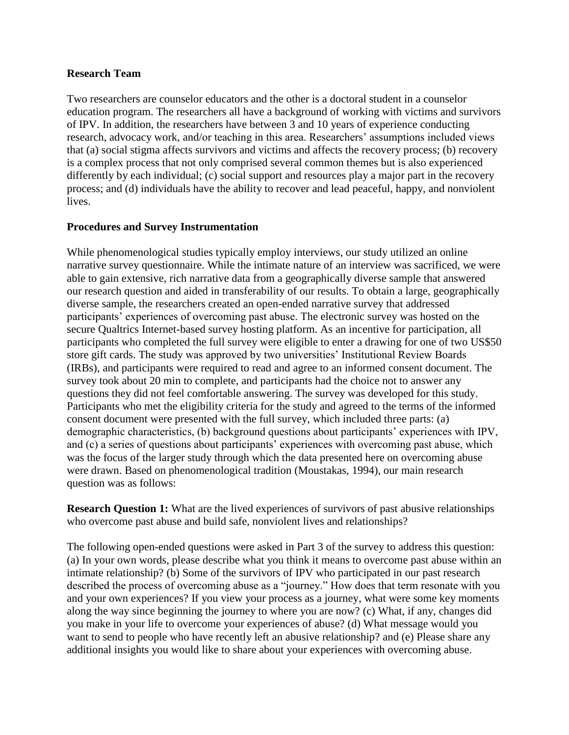## Research Team

Two researchers are counselor educators and the other is a doctoral student in a counselor education program. The researchers all have a background of working with victims and survivors of IPV. In addition, the researchers have between 3 and 10 years of experience conducting research, advocacy work, and/or teaching in this area. Researchers' assumptions included views that (a) social stigma affects survivors and victims and affects the recovery process; (b) recovery is a complex process that not only comprised several common themes but is also experienced differently by each individual; (c) social support and resources play a major part in the recovery process; and (d) individuals have the ability to recover and lead peaceful, happy, and nonviolent lives.

## Procedures and Survey Instrumentation

While phenomenological studies typically employ interviews, our study utilized an online narrative survey questionnaire. While the intimate nature of an interview was sacrificed, we were able to gain extensive, rich narrative data from a geographically diverse sample that answered our research question and aided in transferability of our results. To obtain a large, geographically diverse sample, the researchers created an open-ended narrative survey that addressed participants' experiences of overcoming past abuse. The electronic survey was hosted on the secure Qualtrics Internet-based survey hosting platform. As an incentive for participation, all participants who completed the full survey were eligible to enter a drawing for one of two US$50 store gift cards. The study was approved by two universities' Institutional Review Boards (IRBs), and participants were required to read and agree to an informed consent document. The survey took about 20 min to complete, and participants had the choice not to answer any questions they did not feel comfortable answering. The survey was developed for this study. Participants who met the eligibility criteria for the study and agreed to the terms of the informed consent document were presented with the full survey, which included three parts: (a) demographic characteristics, (b) background questions about participants' experiences with IPV, and (c) a series of questions about participants' experiences with overcoming past abuse, which was the focus of the larger study through which the data presented here on overcoming abuse were drawn. Based on phenomenological tradition (Moustakas, 1994), our main research question was as follows:

**Research Question 1:** What are the lived experiences of survivors of past abusive relationships who overcome past abuse and build safe, nonviolent lives and relationships?

The following open-ended questions were asked in Part 3 of the survey to address this question: (a) In your own words, please describe what you think it means to overcome past abuse within an intimate relationship? (b) Some of the survivors of IPV who participated in our past research described the process of overcoming abuse as a "journey." How does that term resonate with you and your own experiences? If you view your process as a journey, what were some key moments along the way since beginning the journey to where you are now? (c) What, if any, changes did you make in your life to overcome your experiences of abuse? (d) What message would you want to send to people who have recently left an abusive relationship? and (e) Please share any additional insights you would like to share about your experiences with overcoming abuse.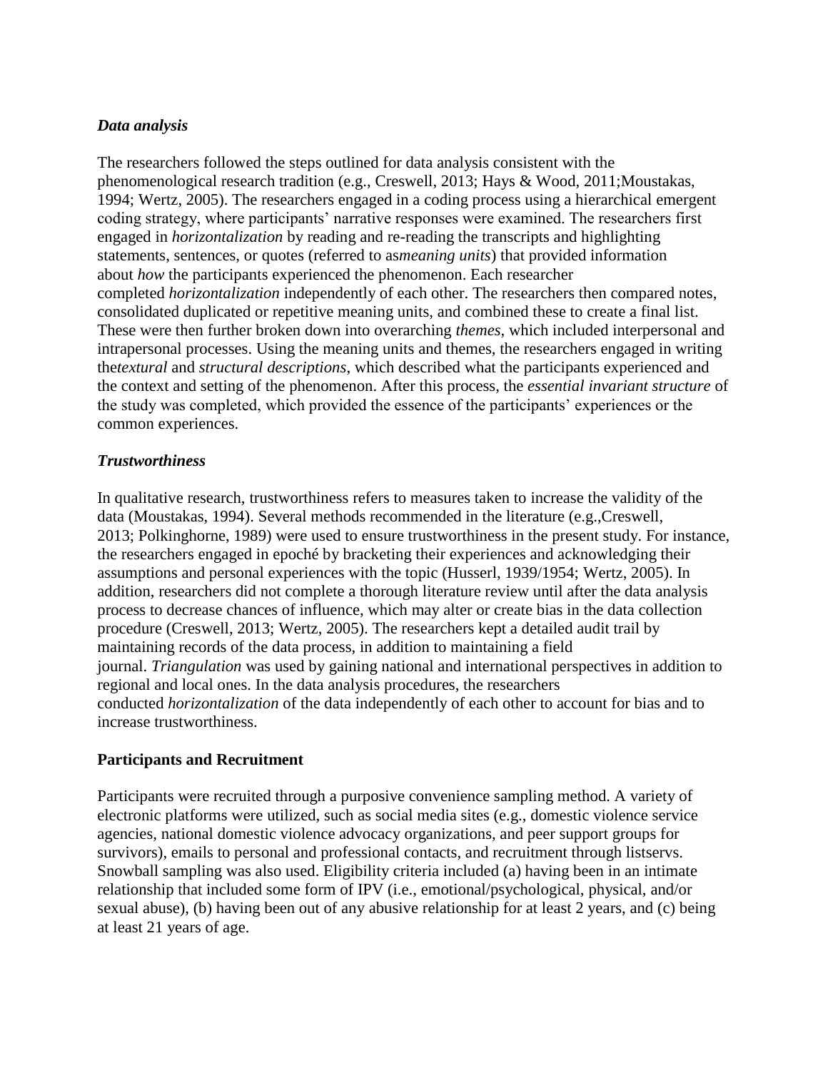### *Data analysis*

The researchers followed the steps outlined for data analysis consistent with the phenomenological research tradition (e.g., Creswell, 2013; Hays & Wood, 2011;Moustakas, 1994; Wertz, 2005). The researchers engaged in a coding process using a hierarchical emergent coding strategy, where participants' narrative responses were examined. The researchers first engaged in *horizontalization* by reading and re-reading the transcripts and highlighting statements, sentences, or quotes (referred to as*meaning units*) that provided information about *how* the participants experienced the phenomenon. Each researcher completed *horizontalization* independently of each other. The researchers then compared notes, consolidated duplicated or repetitive meaning units, and combined these to create a final list. These were then further broken down into overarching *themes*, which included interpersonal and intrapersonal processes. Using the meaning units and themes, the researchers engaged in writing the*textural* and *structural descriptions*, which described what the participants experienced and the context and setting of the phenomenon. After this process, the *essential invariant structure* of the study was completed, which provided the essence of the participants' experiences or the common experiences.

### *Trustworthiness*

In qualitative research, trustworthiness refers to measures taken to increase the validity of the data (Moustakas, 1994). Several methods recommended in the literature (e.g.,Creswell, 2013; Polkinghorne, 1989) were used to ensure trustworthiness in the present study. For instance, the researchers engaged in epoché by bracketing their experiences and acknowledging their assumptions and personal experiences with the topic (Husserl, 1939/1954; Wertz, 2005). In addition, researchers did not complete a thorough literature review until after the data analysis process to decrease chances of influence, which may alter or create bias in the data collection procedure (Creswell, 2013; Wertz, 2005). The researchers kept a detailed audit trail by maintaining records of the data process, in addition to maintaining a field journal. *Triangulation* was used by gaining national and international perspectives in addition to regional and local ones. In the data analysis procedures, the researchers conducted *horizontalization* of the data independently of each other to account for bias and to increase trustworthiness.

## Participants and Recruitment

Participants were recruited through a purposive convenience sampling method. A variety of electronic platforms were utilized, such as social media sites (e.g., domestic violence service agencies, national domestic violence advocacy organizations, and peer support groups for survivors), emails to personal and professional contacts, and recruitment through listservs. Snowball sampling was also used. Eligibility criteria included (a) having been in an intimate relationship that included some form of IPV (i.e., emotional/psychological, physical, and/or sexual abuse), (b) having been out of any abusive relationship for at least 2 years, and (c) being at least 21 years of age.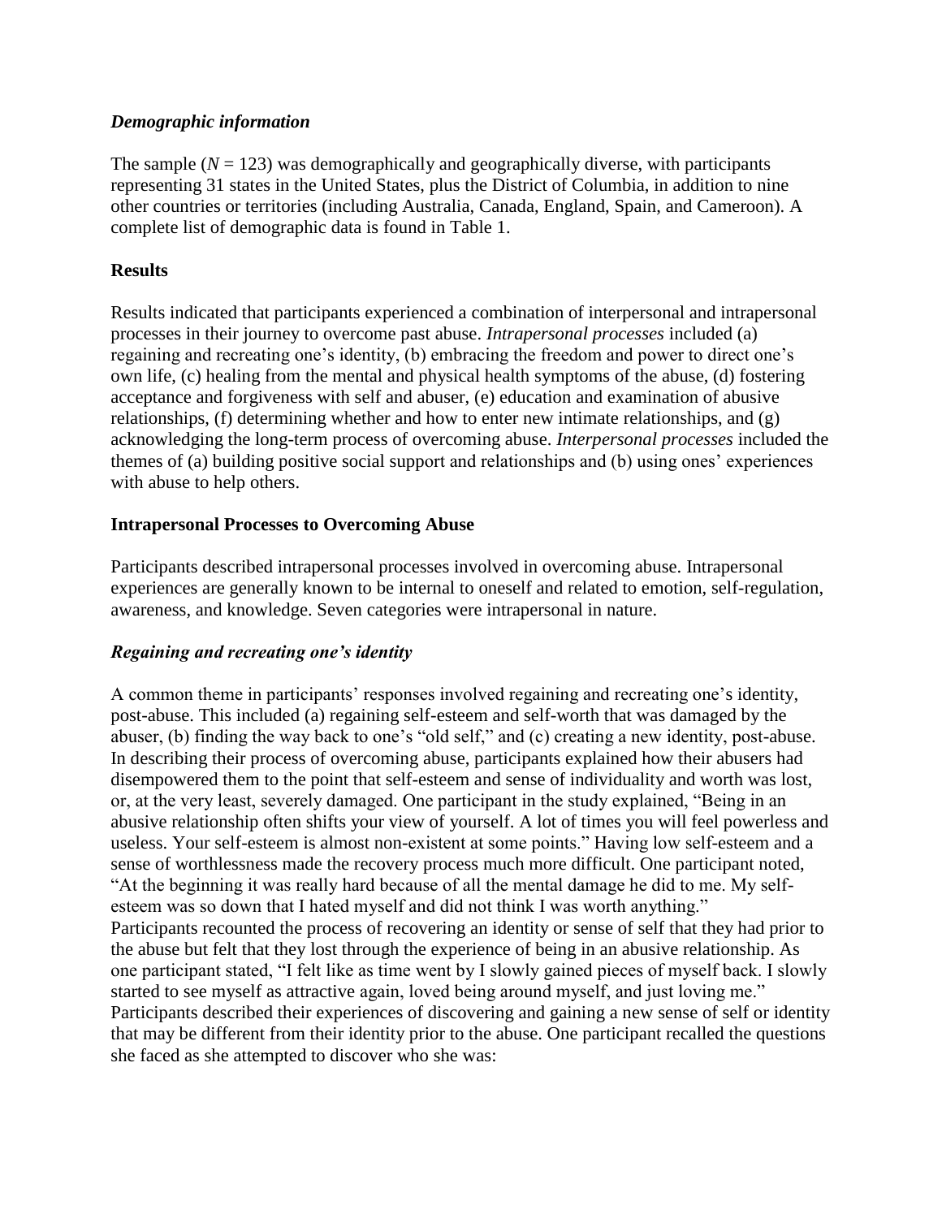### *Demographic information*

The sample ($N$ = 123) was demographically and geographically diverse, with participants representing 31 states in the United States, plus the District of Columbia, in addition to nine other countries or territories (including Australia, Canada, England, Spain, and Cameroon). A complete list of demographic data is found in Table 1.

## **Results**

Results indicated that participants experienced a combination of interpersonal and intrapersonal processes in their journey to overcome past abuse. *Intrapersonal processes* included (a) regaining and recreating one's identity, (b) embracing the freedom and power to direct one's own life, (c) healing from the mental and physical health symptoms of the abuse, (d) fostering acceptance and forgiveness with self and abuser, (e) education and examination of abusive relationships, (f) determining whether and how to enter new intimate relationships, and (g) acknowledging the long-term process of overcoming abuse. *Interpersonal processes* included the themes of (a) building positive social support and relationships and (b) using ones' experiences with abuse to help others.

### **Intrapersonal Processes to Overcoming Abuse**

Participants described intrapersonal processes involved in overcoming abuse. Intrapersonal experiences are generally known to be internal to oneself and related to emotion, self-regulation, awareness, and knowledge. Seven categories were intrapersonal in nature.

#### *Regaining and recreating one's identity*

A common theme in participants' responses involved regaining and recreating one's identity, post-abuse. This included (a) regaining self-esteem and self-worth that was damaged by the abuser, (b) finding the way back to one's "old self," and (c) creating a new identity, post-abuse. In describing their process of overcoming abuse, participants explained how their abusers had disempowered them to the point that self-esteem and sense of individuality and worth was lost, or, at the very least, severely damaged. One participant in the study explained, "Being in an abusive relationship often shifts your view of yourself. A lot of times you will feel powerless and useless. Your self-esteem is almost non-existent at some points." Having low self-esteem and a sense of worthlessness made the recovery process much more difficult. One participant noted, "At the beginning it was really hard because of all the mental damage he did to me. My self-esteem was so down that I hated myself and did not think I was worth anything."
Participants recounted the process of recovering an identity or sense of self that they had prior to the abuse but felt that they lost through the experience of being in an abusive relationship. As one participant stated, "I felt like as time went by I slowly gained pieces of myself back. I slowly started to see myself as attractive again, loved being around myself, and just loving me."
Participants described their experiences of discovering and gaining a new sense of self or identity that may be different from their identity prior to the abuse. One participant recalled the questions she faced as she attempted to discover who she was: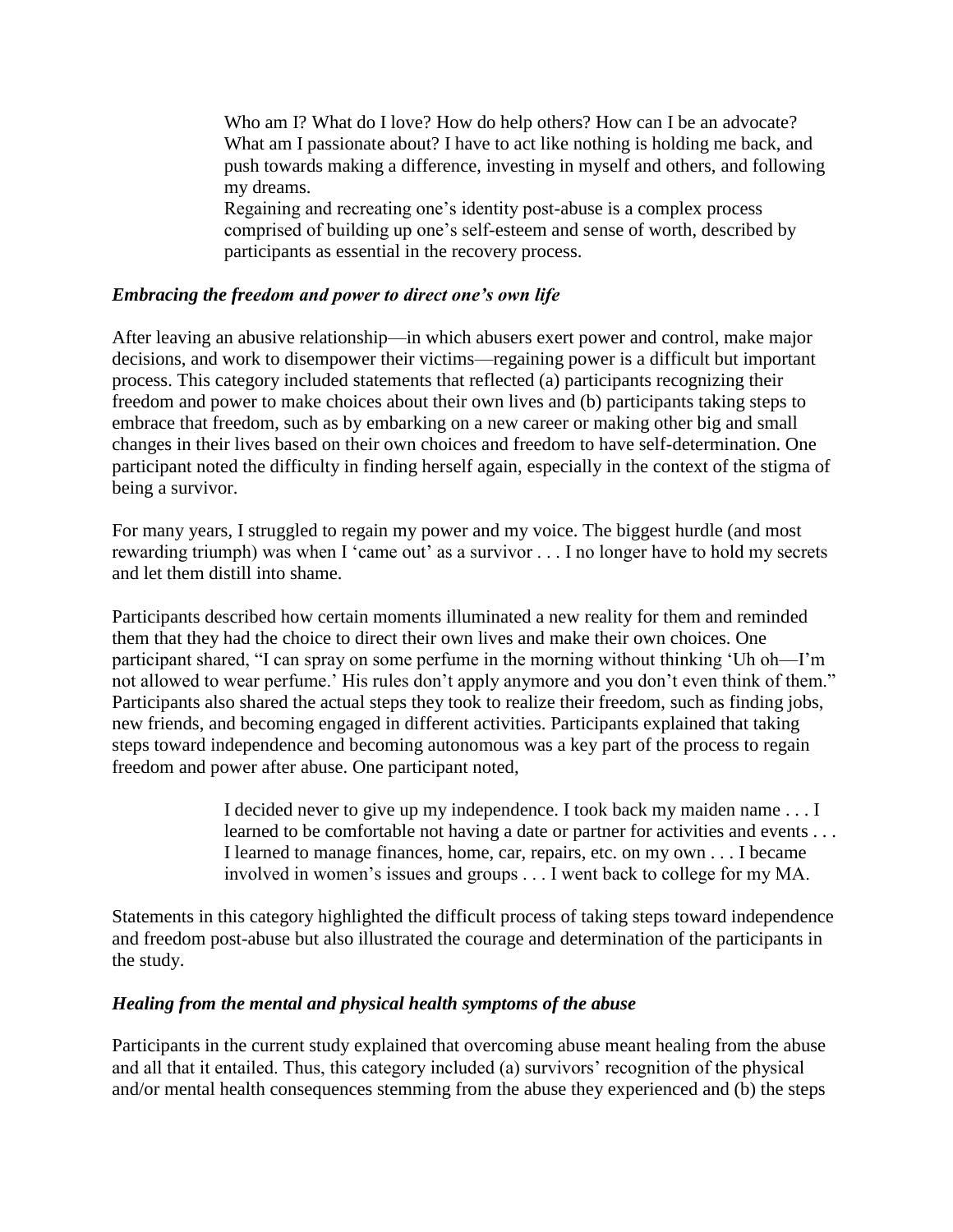> Who am I? What do I love? How do help others? How can I be an advocate? What am I passionate about? I have to act like nothing is holding me back, and push towards making a difference, investing in myself and others, and following my dreams.
>
> Regaining and recreating one's identity post-abuse is a complex process comprised of building up one's self-esteem and sense of worth, described by participants as essential in the recovery process.

### *Embracing the freedom and power to direct one's own life*

After leaving an abusive relationship—in which abusers exert power and control, make major decisions, and work to disempower their victims—regaining power is a difficult but important process. This category included statements that reflected (a) participants recognizing their freedom and power to make choices about their own lives and (b) participants taking steps to embrace that freedom, such as by embarking on a new career or making other big and small changes in their lives based on their own choices and freedom to have self-determination. One participant noted the difficulty in finding herself again, especially in the context of the stigma of being a survivor.

For many years, I struggled to regain my power and my voice. The biggest hurdle (and most rewarding triumph) was when I 'came out' as a survivor . . . I no longer have to hold my secrets and let them distill into shame.

Participants described how certain moments illuminated a new reality for them and reminded them that they had the choice to direct their own lives and make their own choices. One participant shared, "I can spray on some perfume in the morning without thinking 'Uh oh—I'm not allowed to wear perfume.' His rules don't apply anymore and you don't even think of them." Participants also shared the actual steps they took to realize their freedom, such as finding jobs, new friends, and becoming engaged in different activities. Participants explained that taking steps toward independence and becoming autonomous was a key part of the process to regain freedom and power after abuse. One participant noted,

> I decided never to give up my independence. I took back my maiden name . . . I learned to be comfortable not having a date or partner for activities and events . . . I learned to manage finances, home, car, repairs, etc. on my own . . . I became involved in women's issues and groups . . . I went back to college for my MA.

Statements in this category highlighted the difficult process of taking steps toward independence and freedom post-abuse but also illustrated the courage and determination of the participants in the study.

### *Healing from the mental and physical health symptoms of the abuse*

Participants in the current study explained that overcoming abuse meant healing from the abuse and all that it entailed. Thus, this category included (a) survivors' recognition of the physical and/or mental health consequences stemming from the abuse they experienced and (b) the steps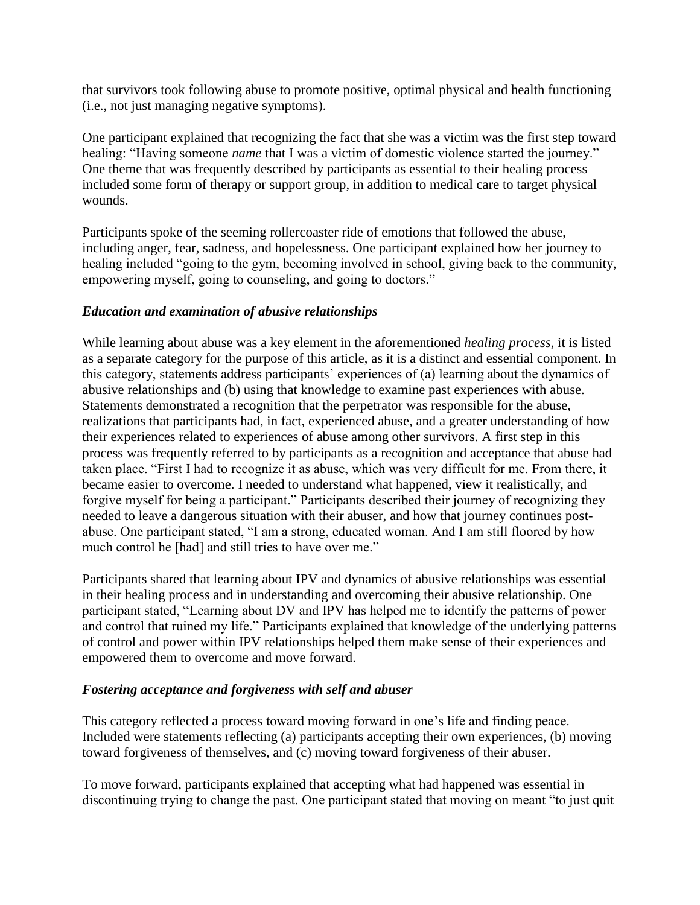that survivors took following abuse to promote positive, optimal physical and health functioning (i.e., not just managing negative symptoms).

One participant explained that recognizing the fact that she was a victim was the first step toward healing: "Having someone *name* that I was a victim of domestic violence started the journey." One theme that was frequently described by participants as essential to their healing process included some form of therapy or support group, in addition to medical care to target physical wounds.

Participants spoke of the seeming rollercoaster ride of emotions that followed the abuse, including anger, fear, sadness, and hopelessness. One participant explained how her journey to healing included "going to the gym, becoming involved in school, giving back to the community, empowering myself, going to counseling, and going to doctors."

### *Education and examination of abusive relationships*

While learning about abuse was a key element in the aforementioned *healing process*, it is listed as a separate category for the purpose of this article, as it is a distinct and essential component. In this category, statements address participants' experiences of (a) learning about the dynamics of abusive relationships and (b) using that knowledge to examine past experiences with abuse. Statements demonstrated a recognition that the perpetrator was responsible for the abuse, realizations that participants had, in fact, experienced abuse, and a greater understanding of how their experiences related to experiences of abuse among other survivors. A first step in this process was frequently referred to by participants as a recognition and acceptance that abuse had taken place. "First I had to recognize it as abuse, which was very difficult for me. From there, it became easier to overcome. I needed to understand what happened, view it realistically, and forgive myself for being a participant." Participants described their journey of recognizing they needed to leave a dangerous situation with their abuser, and how that journey continues post-abuse. One participant stated, "I am a strong, educated woman. And I am still floored by how much control he [had] and still tries to have over me."

Participants shared that learning about IPV and dynamics of abusive relationships was essential in their healing process and in understanding and overcoming their abusive relationship. One participant stated, "Learning about DV and IPV has helped me to identify the patterns of power and control that ruined my life." Participants explained that knowledge of the underlying patterns of control and power within IPV relationships helped them make sense of their experiences and empowered them to overcome and move forward.

### *Fostering acceptance and forgiveness with self and abuser*

This category reflected a process toward moving forward in one's life and finding peace. Included were statements reflecting (a) participants accepting their own experiences, (b) moving toward forgiveness of themselves, and (c) moving toward forgiveness of their abuser.

To move forward, participants explained that accepting what had happened was essential in discontinuing trying to change the past. One participant stated that moving on meant "to just quit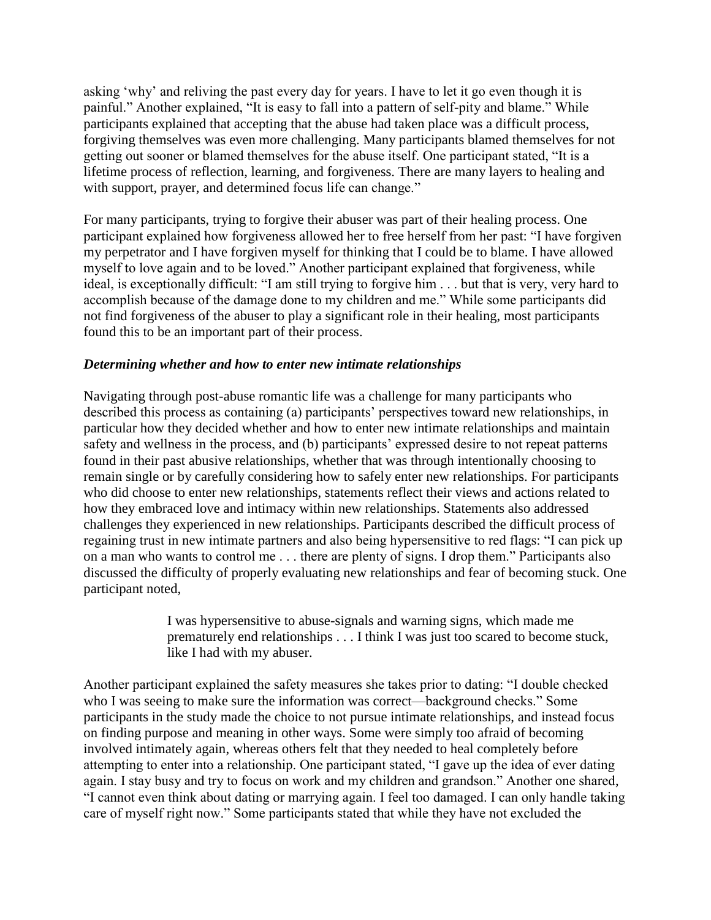asking 'why' and reliving the past every day for years. I have to let it go even though it is painful." Another explained, "It is easy to fall into a pattern of self-pity and blame." While participants explained that accepting that the abuse had taken place was a difficult process, forgiving themselves was even more challenging. Many participants blamed themselves for not getting out sooner or blamed themselves for the abuse itself. One participant stated, "It is a lifetime process of reflection, learning, and forgiveness. There are many layers to healing and with support, prayer, and determined focus life can change."

For many participants, trying to forgive their abuser was part of their healing process. One participant explained how forgiveness allowed her to free herself from her past: "I have forgiven my perpetrator and I have forgiven myself for thinking that I could be to blame. I have allowed myself to love again and to be loved." Another participant explained that forgiveness, while ideal, is exceptionally difficult: "I am still trying to forgive him . . . but that is very, very hard to accomplish because of the damage done to my children and me." While some participants did not find forgiveness of the abuser to play a significant role in their healing, most participants found this to be an important part of their process.

### *Determining whether and how to enter new intimate relationships*

Navigating through post-abuse romantic life was a challenge for many participants who described this process as containing (a) participants' perspectives toward new relationships, in particular how they decided whether and how to enter new intimate relationships and maintain safety and wellness in the process, and (b) participants' expressed desire to not repeat patterns found in their past abusive relationships, whether that was through intentionally choosing to remain single or by carefully considering how to safely enter new relationships. For participants who did choose to enter new relationships, statements reflect their views and actions related to how they embraced love and intimacy within new relationships. Statements also addressed challenges they experienced in new relationships. Participants described the difficult process of regaining trust in new intimate partners and also being hypersensitive to red flags: "I can pick up on a man who wants to control me . . . there are plenty of signs. I drop them." Participants also discussed the difficulty of properly evaluating new relationships and fear of becoming stuck. One participant noted,

> I was hypersensitive to abuse-signals and warning signs, which made me prematurely end relationships . . . I think I was just too scared to become stuck, like I had with my abuser.

Another participant explained the safety measures she takes prior to dating: "I double checked who I was seeing to make sure the information was correct—background checks." Some participants in the study made the choice to not pursue intimate relationships, and instead focus on finding purpose and meaning in other ways. Some were simply too afraid of becoming involved intimately again, whereas others felt that they needed to heal completely before attempting to enter into a relationship. One participant stated, "I gave up the idea of ever dating again. I stay busy and try to focus on work and my children and grandson." Another one shared, "I cannot even think about dating or marrying again. I feel too damaged. I can only handle taking care of myself right now." Some participants stated that while they have not excluded the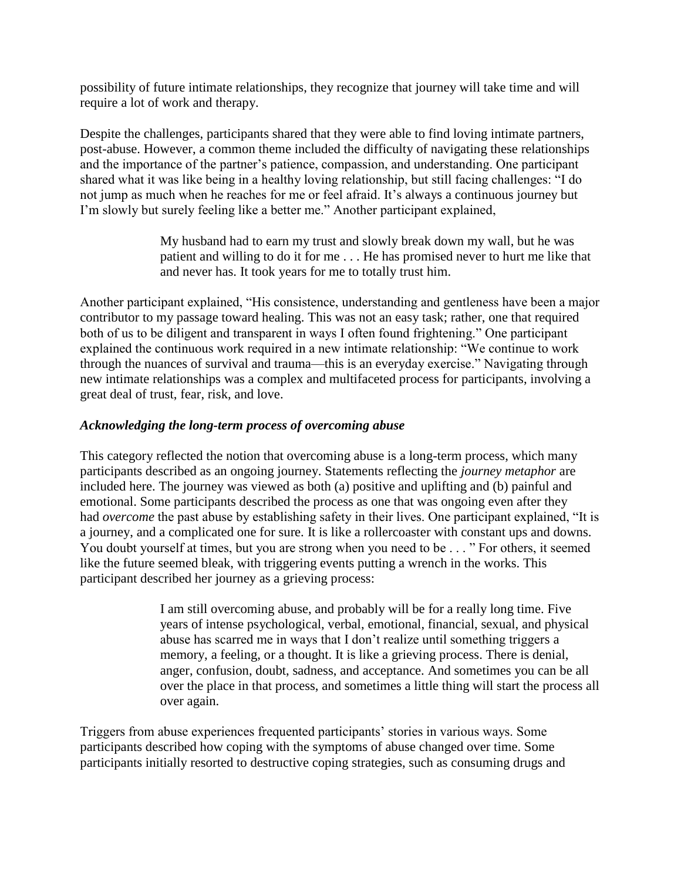possibility of future intimate relationships, they recognize that journey will take time and will require a lot of work and therapy.

Despite the challenges, participants shared that they were able to find loving intimate partners, post-abuse. However, a common theme included the difficulty of navigating these relationships and the importance of the partner's patience, compassion, and understanding. One participant shared what it was like being in a healthy loving relationship, but still facing challenges: "I do not jump as much when he reaches for me or feel afraid. It's always a continuous journey but I'm slowly but surely feeling like a better me." Another participant explained,

> My husband had to earn my trust and slowly break down my wall, but he was patient and willing to do it for me . . . He has promised never to hurt me like that and never has. It took years for me to totally trust him.

Another participant explained, "His consistence, understanding and gentleness have been a major contributor to my passage toward healing. This was not an easy task; rather, one that required both of us to be diligent and transparent in ways I often found frightening." One participant explained the continuous work required in a new intimate relationship: "We continue to work through the nuances of survival and trauma—this is an everyday exercise." Navigating through new intimate relationships was a complex and multifaceted process for participants, involving a great deal of trust, fear, risk, and love.

### *Acknowledging the long-term process of overcoming abuse*

This category reflected the notion that overcoming abuse is a long-term process, which many participants described as an ongoing journey. Statements reflecting the *journey metaphor* are included here. The journey was viewed as both (a) positive and uplifting and (b) painful and emotional. Some participants described the process as one that was ongoing even after they had *overcome* the past abuse by establishing safety in their lives. One participant explained, "It is a journey, and a complicated one for sure. It is like a rollercoaster with constant ups and downs. You doubt yourself at times, but you are strong when you need to be . . . " For others, it seemed like the future seemed bleak, with triggering events putting a wrench in the works. This participant described her journey as a grieving process:

> I am still overcoming abuse, and probably will be for a really long time. Five years of intense psychological, verbal, emotional, financial, sexual, and physical abuse has scarred me in ways that I don't realize until something triggers a memory, a feeling, or a thought. It is like a grieving process. There is denial, anger, confusion, doubt, sadness, and acceptance. And sometimes you can be all over the place in that process, and sometimes a little thing will start the process all over again.

Triggers from abuse experiences frequented participants' stories in various ways. Some participants described how coping with the symptoms of abuse changed over time. Some participants initially resorted to destructive coping strategies, such as consuming drugs and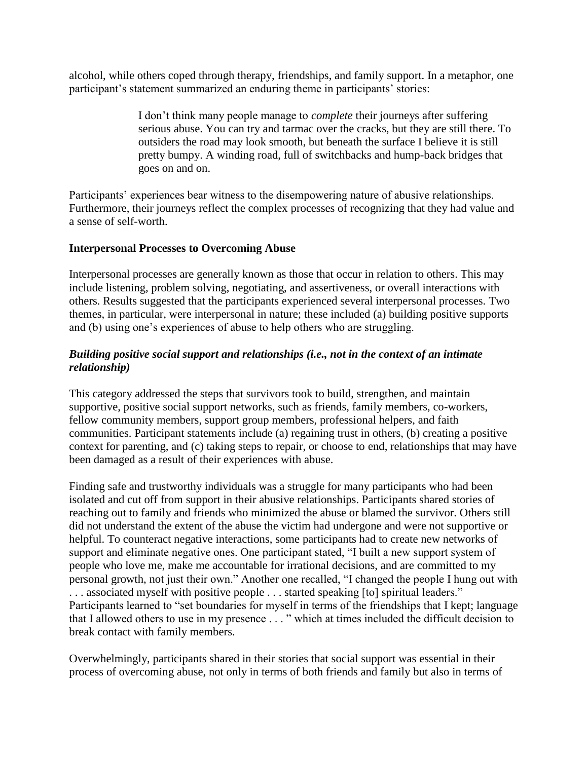alcohol, while others coped through therapy, friendships, and family support. In a metaphor, one participant's statement summarized an enduring theme in participants' stories:

> I don't think many people manage to *complete* their journeys after suffering serious abuse. You can try and tarmac over the cracks, but they are still there. To outsiders the road may look smooth, but beneath the surface I believe it is still pretty bumpy. A winding road, full of switchbacks and hump-back bridges that goes on and on.

Participants' experiences bear witness to the disempowering nature of abusive relationships. Furthermore, their journeys reflect the complex processes of recognizing that they had value and a sense of self-worth.

**Interpersonal Processes to Overcoming Abuse**

Interpersonal processes are generally known as those that occur in relation to others. This may include listening, problem solving, negotiating, and assertiveness, or overall interactions with others. Results suggested that the participants experienced several interpersonal processes. Two themes, in particular, were interpersonal in nature; these included (a) building positive supports and (b) using one's experiences of abuse to help others who are struggling.

***Building positive social support and relationships (i.e., not in the context of an intimate relationship)***

This category addressed the steps that survivors took to build, strengthen, and maintain supportive, positive social support networks, such as friends, family members, co-workers, fellow community members, support group members, professional helpers, and faith communities. Participant statements include (a) regaining trust in others, (b) creating a positive context for parenting, and (c) taking steps to repair, or choose to end, relationships that may have been damaged as a result of their experiences with abuse.

Finding safe and trustworthy individuals was a struggle for many participants who had been isolated and cut off from support in their abusive relationships. Participants shared stories of reaching out to family and friends who minimized the abuse or blamed the survivor. Others still did not understand the extent of the abuse the victim had undergone and were not supportive or helpful. To counteract negative interactions, some participants had to create new networks of support and eliminate negative ones. One participant stated, "I built a new support system of people who love me, make me accountable for irrational decisions, and are committed to my personal growth, not just their own." Another one recalled, "I changed the people I hung out with . . . associated myself with positive people . . . started speaking [to] spiritual leaders." Participants learned to "set boundaries for myself in terms of the friendships that I kept; language that I allowed others to use in my presence . . . " which at times included the difficult decision to break contact with family members.

Overwhelmingly, participants shared in their stories that social support was essential in their process of overcoming abuse, not only in terms of both friends and family but also in terms of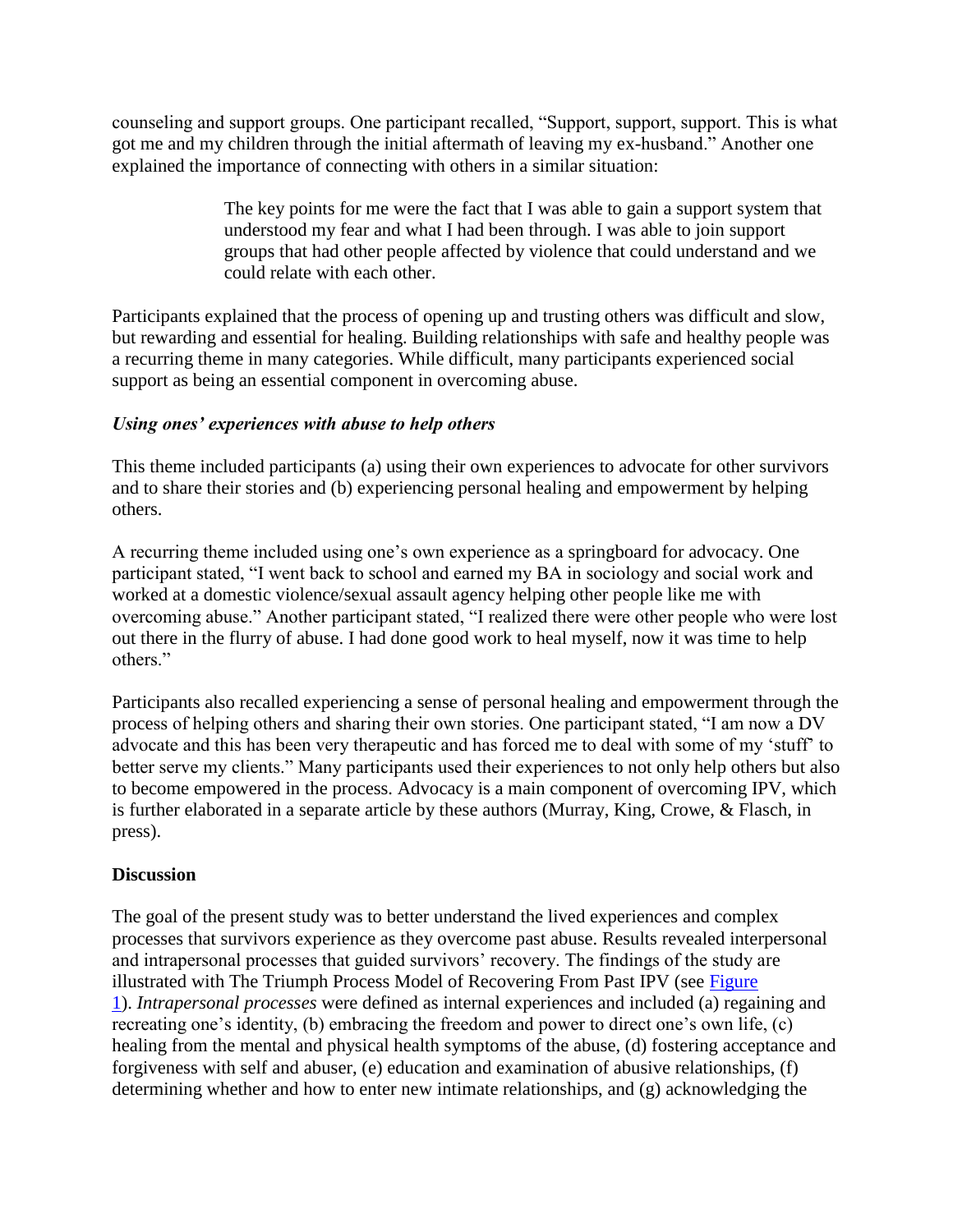counseling and support groups. One participant recalled, "Support, support, support. This is what got me and my children through the initial aftermath of leaving my ex-husband." Another one explained the importance of connecting with others in a similar situation:

> The key points for me were the fact that I was able to gain a support system that understood my fear and what I had been through. I was able to join support groups that had other people affected by violence that could understand and we could relate with each other.

Participants explained that the process of opening up and trusting others was difficult and slow, but rewarding and essential for healing. Building relationships with safe and healthy people was a recurring theme in many categories. While difficult, many participants experienced social support as being an essential component in overcoming abuse.

### *Using ones' experiences with abuse to help others*

This theme included participants (a) using their own experiences to advocate for other survivors and to share their stories and (b) experiencing personal healing and empowerment by helping others.

A recurring theme included using one's own experience as a springboard for advocacy. One participant stated, "I went back to school and earned my BA in sociology and social work and worked at a domestic violence/sexual assault agency helping other people like me with overcoming abuse." Another participant stated, "I realized there were other people who were lost out there in the flurry of abuse. I had done good work to heal myself, now it was time to help others."

Participants also recalled experiencing a sense of personal healing and empowerment through the process of helping others and sharing their own stories. One participant stated, "I am now a DV advocate and this has been very therapeutic and has forced me to deal with some of my 'stuff' to better serve my clients." Many participants used their experiences to not only help others but also to become empowered in the process. Advocacy is a main component of overcoming IPV, which is further elaborated in a separate article by these authors (Murray, King, Crowe, & Flasch, in press).

## Discussion

The goal of the present study was to better understand the lived experiences and complex processes that survivors experience as they overcome past abuse. Results revealed interpersonal and intrapersonal processes that guided survivors' recovery. The findings of the study are illustrated with The Triumph Process Model of Recovering From Past IPV (see Figure 1). *Intrapersonal processes* were defined as internal experiences and included (a) regaining and recreating one's identity, (b) embracing the freedom and power to direct one's own life, (c) healing from the mental and physical health symptoms of the abuse, (d) fostering acceptance and forgiveness with self and abuser, (e) education and examination of abusive relationships, (f) determining whether and how to enter new intimate relationships, and (g) acknowledging the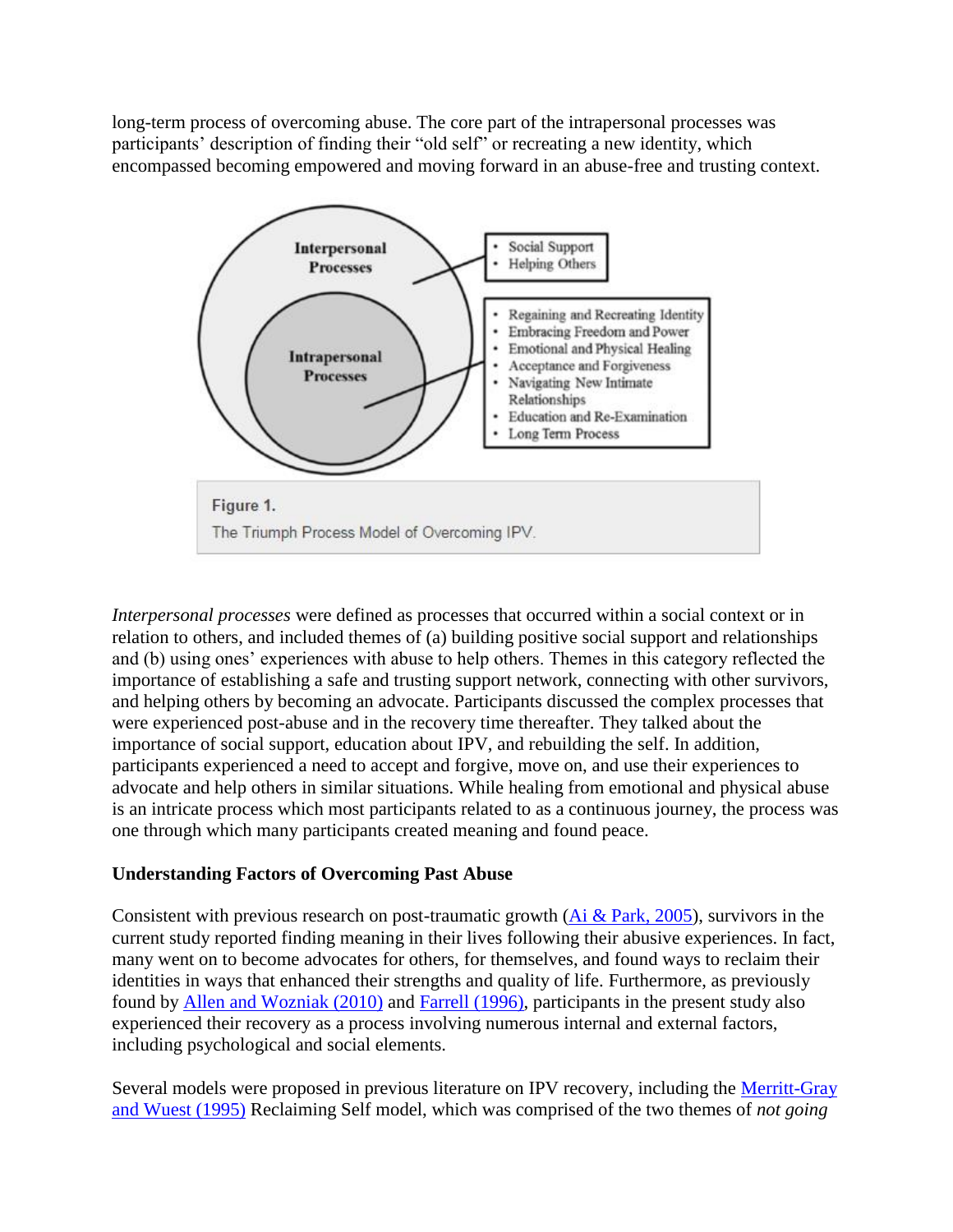long-term process of overcoming abuse. The core part of the intrapersonal processes was participants' description of finding their "old self" or recreating a new identity, which encompassed becoming empowered and moving forward in an abuse-free and trusting context.

Interpersonal Processes

Intrapersonal Processes

- Social Support
- Helping Others

- Regaining and Recreating Identity
- Embracing Freedom and Power
- Emotional and Physical Healing
- Acceptance and Forgiveness
- Navigating New Intimate Relationships
- Education and Re-Examination
- Long Term Process

**Figure 1.**

The Triumph Process Model of Overcoming IPV.

*Interpersonal processes* were defined as processes that occurred within a social context or in relation to others, and included themes of (a) building positive social support and relationships and (b) using ones' experiences with abuse to help others. Themes in this category reflected the importance of establishing a safe and trusting support network, connecting with other survivors, and helping others by becoming an advocate. Participants discussed the complex processes that were experienced post-abuse and in the recovery time thereafter. They talked about the importance of social support, education about IPV, and rebuilding the self. In addition, participants experienced a need to accept and forgive, move on, and use their experiences to advocate and help others in similar situations. While healing from emotional and physical abuse is an intricate process which most participants related to as a continuous journey, the process was one through which many participants created meaning and found peace.

**Understanding Factors of Overcoming Past Abuse**

Consistent with previous research on post-traumatic growth (Ai & Park, 2005), survivors in the current study reported finding meaning in their lives following their abusive experiences. In fact, many went on to become advocates for others, for themselves, and found ways to reclaim their identities in ways that enhanced their strengths and quality of life. Furthermore, as previously found by Allen and Wozniak (2010) and Farrell (1996), participants in the present study also experienced their recovery as a process involving numerous internal and external factors, including psychological and social elements.

Several models were proposed in previous literature on IPV recovery, including the Merritt-Gray and Wuest (1995) Reclaiming Self model, which was comprised of the two themes of *not going*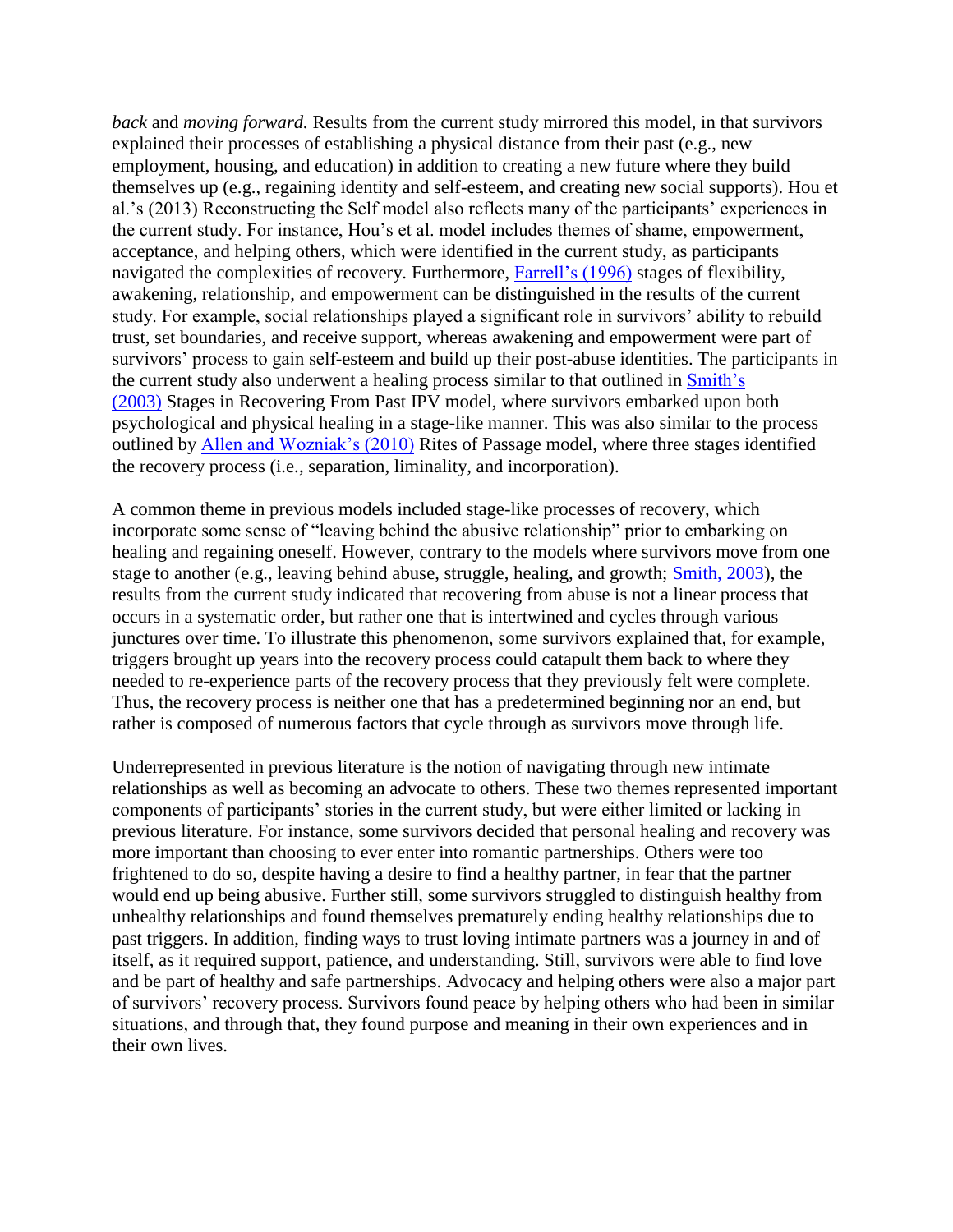*back* and *moving forward*. Results from the current study mirrored this model, in that survivors explained their processes of establishing a physical distance from their past (e.g., new employment, housing, and education) in addition to creating a new future where they build themselves up (e.g., regaining identity and self-esteem, and creating new social supports). Hou et al.'s (2013) Reconstructing the Self model also reflects many of the participants' experiences in the current study. For instance, Hou's et al. model includes themes of shame, empowerment, acceptance, and helping others, which were identified in the current study, as participants navigated the complexities of recovery. Furthermore, Farrell's (1996) stages of flexibility, awakening, relationship, and empowerment can be distinguished in the results of the current study. For example, social relationships played a significant role in survivors' ability to rebuild trust, set boundaries, and receive support, whereas awakening and empowerment were part of survivors' process to gain self-esteem and build up their post-abuse identities. The participants in the current study also underwent a healing process similar to that outlined in Smith's (2003) Stages in Recovering From Past IPV model, where survivors embarked upon both psychological and physical healing in a stage-like manner. This was also similar to the process outlined by Allen and Wozniak's (2010) Rites of Passage model, where three stages identified the recovery process (i.e., separation, liminality, and incorporation).

A common theme in previous models included stage-like processes of recovery, which incorporate some sense of "leaving behind the abusive relationship" prior to embarking on healing and regaining oneself. However, contrary to the models where survivors move from one stage to another (e.g., leaving behind abuse, struggle, healing, and growth; Smith, 2003), the results from the current study indicated that recovering from abuse is not a linear process that occurs in a systematic order, but rather one that is intertwined and cycles through various junctures over time. To illustrate this phenomenon, some survivors explained that, for example, triggers brought up years into the recovery process could catapult them back to where they needed to re-experience parts of the recovery process that they previously felt were complete. Thus, the recovery process is neither one that has a predetermined beginning nor an end, but rather is composed of numerous factors that cycle through as survivors move through life.

Underrepresented in previous literature is the notion of navigating through new intimate relationships as well as becoming an advocate to others. These two themes represented important components of participants' stories in the current study, but were either limited or lacking in previous literature. For instance, some survivors decided that personal healing and recovery was more important than choosing to ever enter into romantic partnerships. Others were too frightened to do so, despite having a desire to find a healthy partner, in fear that the partner would end up being abusive. Further still, some survivors struggled to distinguish healthy from unhealthy relationships and found themselves prematurely ending healthy relationships due to past triggers. In addition, finding ways to trust loving intimate partners was a journey in and of itself, as it required support, patience, and understanding. Still, survivors were able to find love and be part of healthy and safe partnerships. Advocacy and helping others were also a major part of survivors' recovery process. Survivors found peace by helping others who had been in similar situations, and through that, they found purpose and meaning in their own experiences and in their own lives.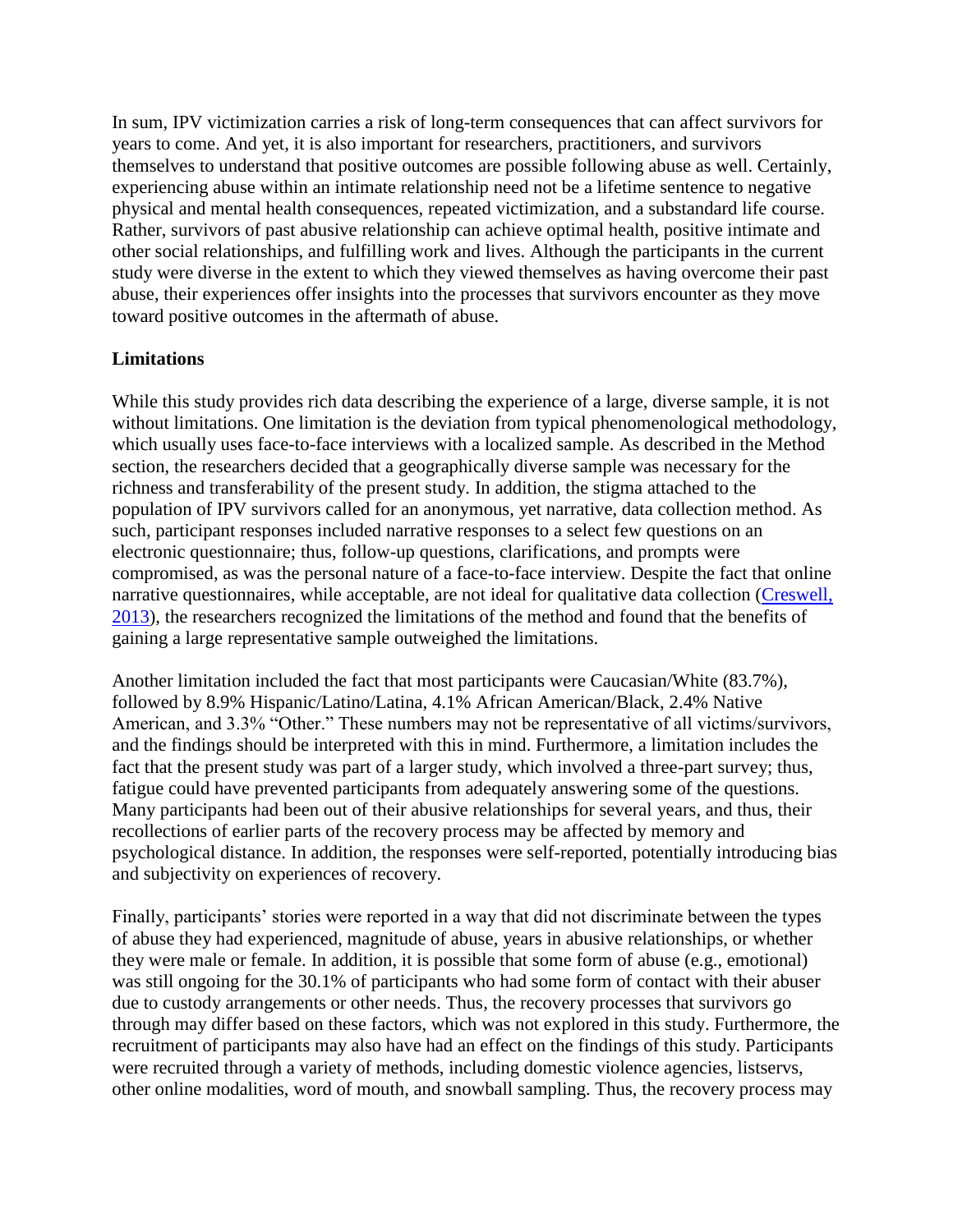In sum, IPV victimization carries a risk of long-term consequences that can affect survivors for years to come. And yet, it is also important for researchers, practitioners, and survivors themselves to understand that positive outcomes are possible following abuse as well. Certainly, experiencing abuse within an intimate relationship need not be a lifetime sentence to negative physical and mental health consequences, repeated victimization, and a substandard life course. Rather, survivors of past abusive relationship can achieve optimal health, positive intimate and other social relationships, and fulfilling work and lives. Although the participants in the current study were diverse in the extent to which they viewed themselves as having overcome their past abuse, their experiences offer insights into the processes that survivors encounter as they move toward positive outcomes in the aftermath of abuse.

**Limitations**

While this study provides rich data describing the experience of a large, diverse sample, it is not without limitations. One limitation is the deviation from typical phenomenological methodology, which usually uses face-to-face interviews with a localized sample. As described in the Method section, the researchers decided that a geographically diverse sample was necessary for the richness and transferability of the present study. In addition, the stigma attached to the population of IPV survivors called for an anonymous, yet narrative, data collection method. As such, participant responses included narrative responses to a select few questions on an electronic questionnaire; thus, follow-up questions, clarifications, and prompts were compromised, as was the personal nature of a face-to-face interview. Despite the fact that online narrative questionnaires, while acceptable, are not ideal for qualitative data collection (Creswell, 2013), the researchers recognized the limitations of the method and found that the benefits of gaining a large representative sample outweighed the limitations.

Another limitation included the fact that most participants were Caucasian/White (83.7%), followed by 8.9% Hispanic/Latino/Latina, 4.1% African American/Black, 2.4% Native American, and 3.3% "Other." These numbers may not be representative of all victims/survivors, and the findings should be interpreted with this in mind. Furthermore, a limitation includes the fact that the present study was part of a larger study, which involved a three-part survey; thus, fatigue could have prevented participants from adequately answering some of the questions. Many participants had been out of their abusive relationships for several years, and thus, their recollections of earlier parts of the recovery process may be affected by memory and psychological distance. In addition, the responses were self-reported, potentially introducing bias and subjectivity on experiences of recovery.

Finally, participants' stories were reported in a way that did not discriminate between the types of abuse they had experienced, magnitude of abuse, years in abusive relationships, or whether they were male or female. In addition, it is possible that some form of abuse (e.g., emotional) was still ongoing for the 30.1% of participants who had some form of contact with their abuser due to custody arrangements or other needs. Thus, the recovery processes that survivors go through may differ based on these factors, which was not explored in this study. Furthermore, the recruitment of participants may also have had an effect on the findings of this study. Participants were recruited through a variety of methods, including domestic violence agencies, listservs, other online modalities, word of mouth, and snowball sampling. Thus, the recovery process may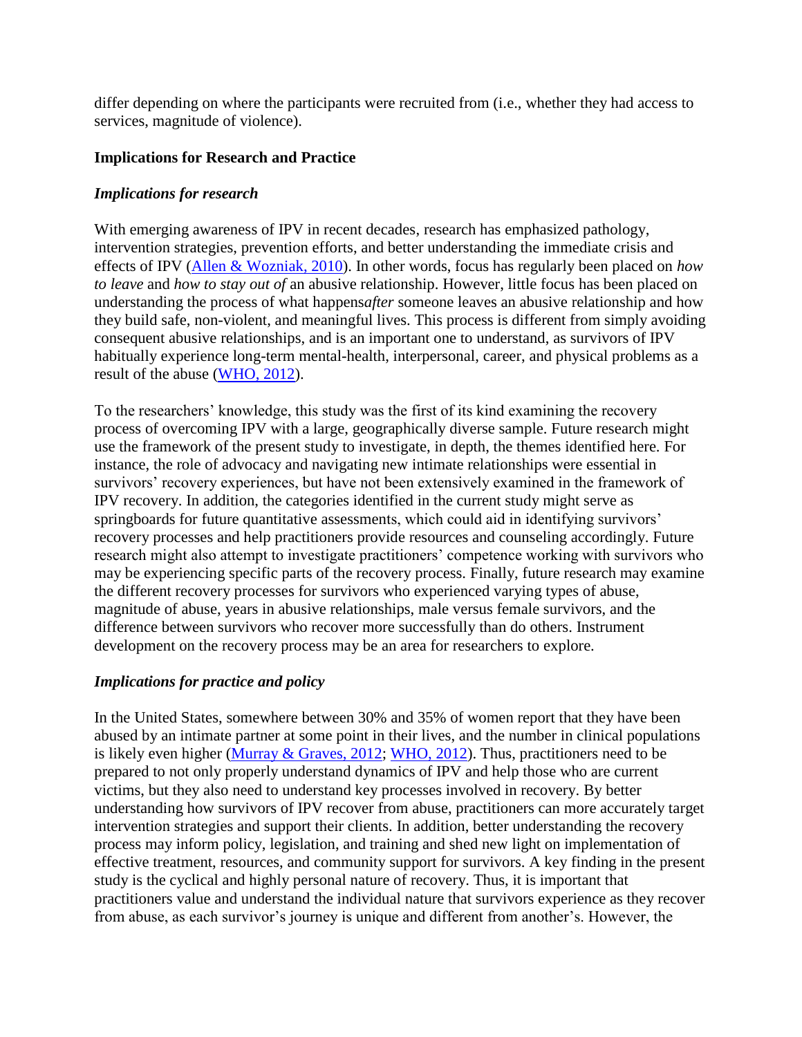differ depending on where the participants were recruited from (i.e., whether they had access to services, magnitude of violence).

## Implications for Research and Practice

### *Implications for research*

With emerging awareness of IPV in recent decades, research has emphasized pathology, intervention strategies, prevention efforts, and better understanding the immediate crisis and effects of IPV (Allen & Wozniak, 2010). In other words, focus has regularly been placed on *how to leave* and *how to stay out of* an abusive relationship. However, little focus has been placed on understanding the process of what happens*after* someone leaves an abusive relationship and how they build safe, non-violent, and meaningful lives. This process is different from simply avoiding consequent abusive relationships, and is an important one to understand, as survivors of IPV habitually experience long-term mental-health, interpersonal, career, and physical problems as a result of the abuse (WHO, 2012).

To the researchers' knowledge, this study was the first of its kind examining the recovery process of overcoming IPV with a large, geographically diverse sample. Future research might use the framework of the present study to investigate, in depth, the themes identified here. For instance, the role of advocacy and navigating new intimate relationships were essential in survivors' recovery experiences, but have not been extensively examined in the framework of IPV recovery. In addition, the categories identified in the current study might serve as springboards for future quantitative assessments, which could aid in identifying survivors' recovery processes and help practitioners provide resources and counseling accordingly. Future research might also attempt to investigate practitioners' competence working with survivors who may be experiencing specific parts of the recovery process. Finally, future research may examine the different recovery processes for survivors who experienced varying types of abuse, magnitude of abuse, years in abusive relationships, male versus female survivors, and the difference between survivors who recover more successfully than do others. Instrument development on the recovery process may be an area for researchers to explore.

### *Implications for practice and policy*

In the United States, somewhere between 30% and 35% of women report that they have been abused by an intimate partner at some point in their lives, and the number in clinical populations is likely even higher (Murray & Graves, 2012; WHO, 2012). Thus, practitioners need to be prepared to not only properly understand dynamics of IPV and help those who are current victims, but they also need to understand key processes involved in recovery. By better understanding how survivors of IPV recover from abuse, practitioners can more accurately target intervention strategies and support their clients. In addition, better understanding the recovery process may inform policy, legislation, and training and shed new light on implementation of effective treatment, resources, and community support for survivors. A key finding in the present study is the cyclical and highly personal nature of recovery. Thus, it is important that practitioners value and understand the individual nature that survivors experience as they recover from abuse, as each survivor's journey is unique and different from another's. However, the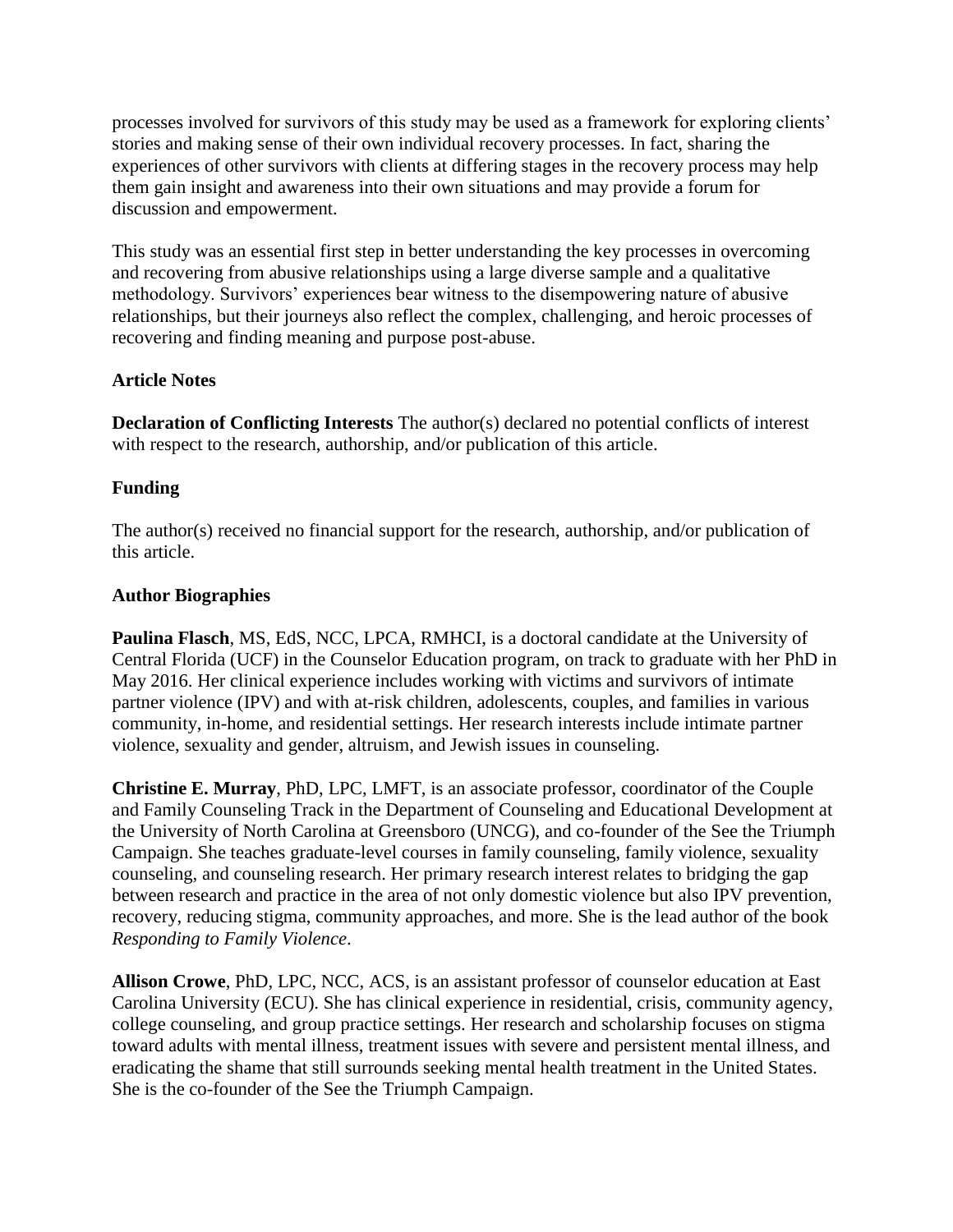processes involved for survivors of this study may be used as a framework for exploring clients' stories and making sense of their own individual recovery processes. In fact, sharing the experiences of other survivors with clients at differing stages in the recovery process may help them gain insight and awareness into their own situations and may provide a forum for discussion and empowerment.

This study was an essential first step in better understanding the key processes in overcoming and recovering from abusive relationships using a large diverse sample and a qualitative methodology. Survivors' experiences bear witness to the disempowering nature of abusive relationships, but their journeys also reflect the complex, challenging, and heroic processes of recovering and finding meaning and purpose post-abuse.

### Article Notes

**Declaration of Conflicting Interests** The author(s) declared no potential conflicts of interest with respect to the research, authorship, and/or publication of this article.

### Funding

The author(s) received no financial support for the research, authorship, and/or publication of this article.

### Author Biographies

**Paulina Flasch**, MS, EdS, NCC, LPCA, RMHCI, is a doctoral candidate at the University of Central Florida (UCF) in the Counselor Education program, on track to graduate with her PhD in May 2016. Her clinical experience includes working with victims and survivors of intimate partner violence (IPV) and with at-risk children, adolescents, couples, and families in various community, in-home, and residential settings. Her research interests include intimate partner violence, sexuality and gender, altruism, and Jewish issues in counseling.

**Christine E. Murray**, PhD, LPC, LMFT, is an associate professor, coordinator of the Couple and Family Counseling Track in the Department of Counseling and Educational Development at the University of North Carolina at Greensboro (UNCG), and co-founder of the See the Triumph Campaign. She teaches graduate-level courses in family counseling, family violence, sexuality counseling, and counseling research. Her primary research interest relates to bridging the gap between research and practice in the area of not only domestic violence but also IPV prevention, recovery, reducing stigma, community approaches, and more. She is the lead author of the book *Responding to Family Violence*.

**Allison Crowe**, PhD, LPC, NCC, ACS, is an assistant professor of counselor education at East Carolina University (ECU). She has clinical experience in residential, crisis, community agency, college counseling, and group practice settings. Her research and scholarship focuses on stigma toward adults with mental illness, treatment issues with severe and persistent mental illness, and eradicating the shame that still surrounds seeking mental health treatment in the United States. She is the co-founder of the See the Triumph Campaign.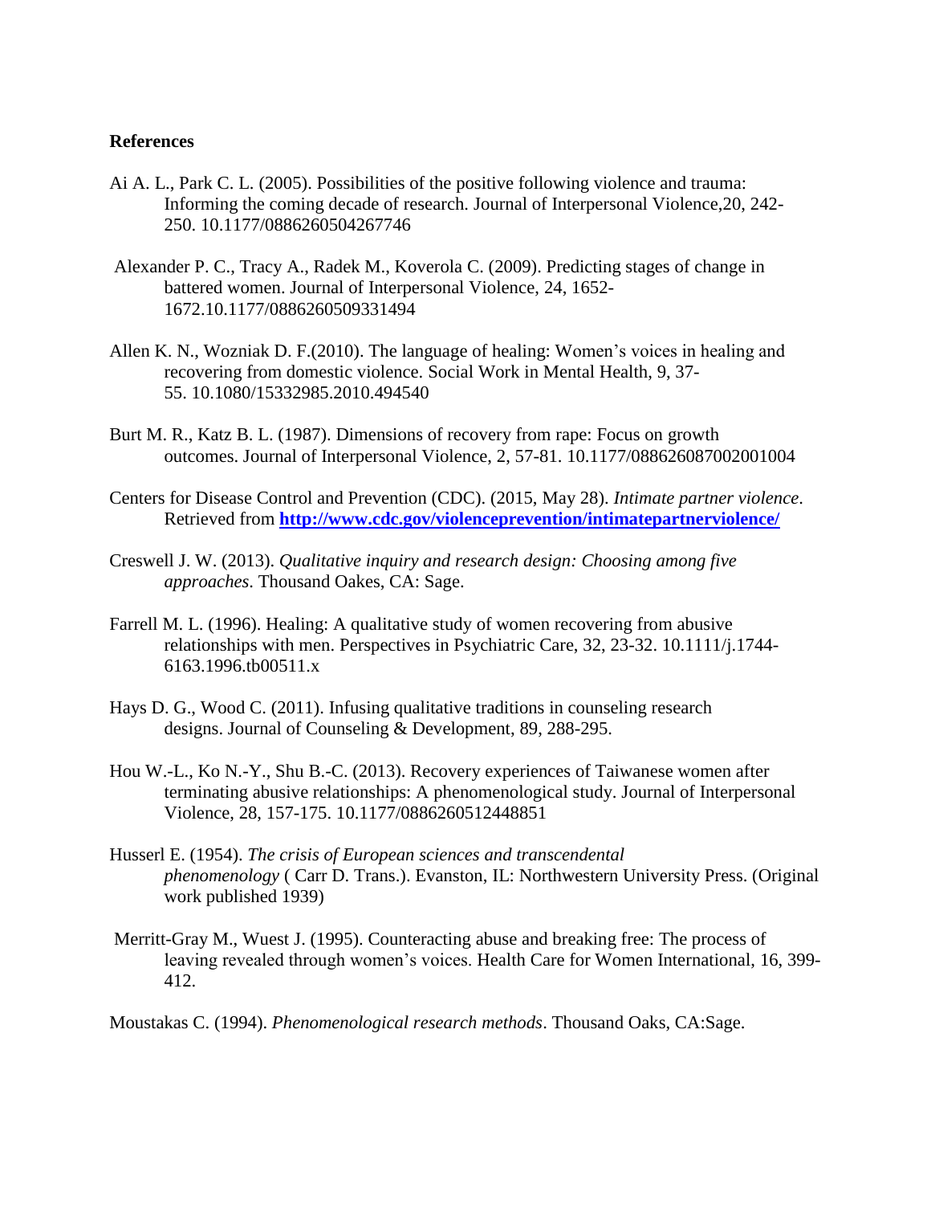**References**

Ai A. L., Park C. L. (2005). Possibilities of the positive following violence and trauma: Informing the coming decade of research. Journal of Interpersonal Violence,20, 242-250. 10.1177/0886260504267746

Alexander P. C., Tracy A., Radek M., Koverola C. (2009). Predicting stages of change in battered women. Journal of Interpersonal Violence, 24, 1652-1672.10.1177/0886260509331494

Allen K. N., Wozniak D. F.(2010). The language of healing: Women's voices in healing and recovering from domestic violence. Social Work in Mental Health, 9, 37-55. 10.1080/15332985.2010.494540

Burt M. R., Katz B. L. (1987). Dimensions of recovery from rape: Focus on growth outcomes. Journal of Interpersonal Violence, 2, 57-81. 10.1177/088626087002001004

Centers for Disease Control and Prevention (CDC). (2015, May 28). *Intimate partner violence*. Retrieved from **http://www.cdc.gov/violenceprevention/intimatepartnerviolence/**

Creswell J. W. (2013). *Qualitative inquiry and research design: Choosing among five approaches*. Thousand Oakes, CA: Sage.

Farrell M. L. (1996). Healing: A qualitative study of women recovering from abusive relationships with men. Perspectives in Psychiatric Care, 32, 23-32. 10.1111/j.1744-6163.1996.tb00511.x

Hays D. G., Wood C. (2011). Infusing qualitative traditions in counseling research designs. Journal of Counseling & Development, 89, 288-295.

Hou W.-L., Ko N.-Y., Shu B.-C. (2013). Recovery experiences of Taiwanese women after terminating abusive relationships: A phenomenological study. Journal of Interpersonal Violence, 28, 157-175. 10.1177/0886260512448851

Husserl E. (1954). *The crisis of European sciences and transcendental phenomenology* ( Carr D. Trans.). Evanston, IL: Northwestern University Press. (Original work published 1939)

Merritt-Gray M., Wuest J. (1995). Counteracting abuse and breaking free: The process of leaving revealed through women's voices. Health Care for Women International, 16, 399-412.

Moustakas C. (1994). *Phenomenological research methods*. Thousand Oaks, CA:Sage.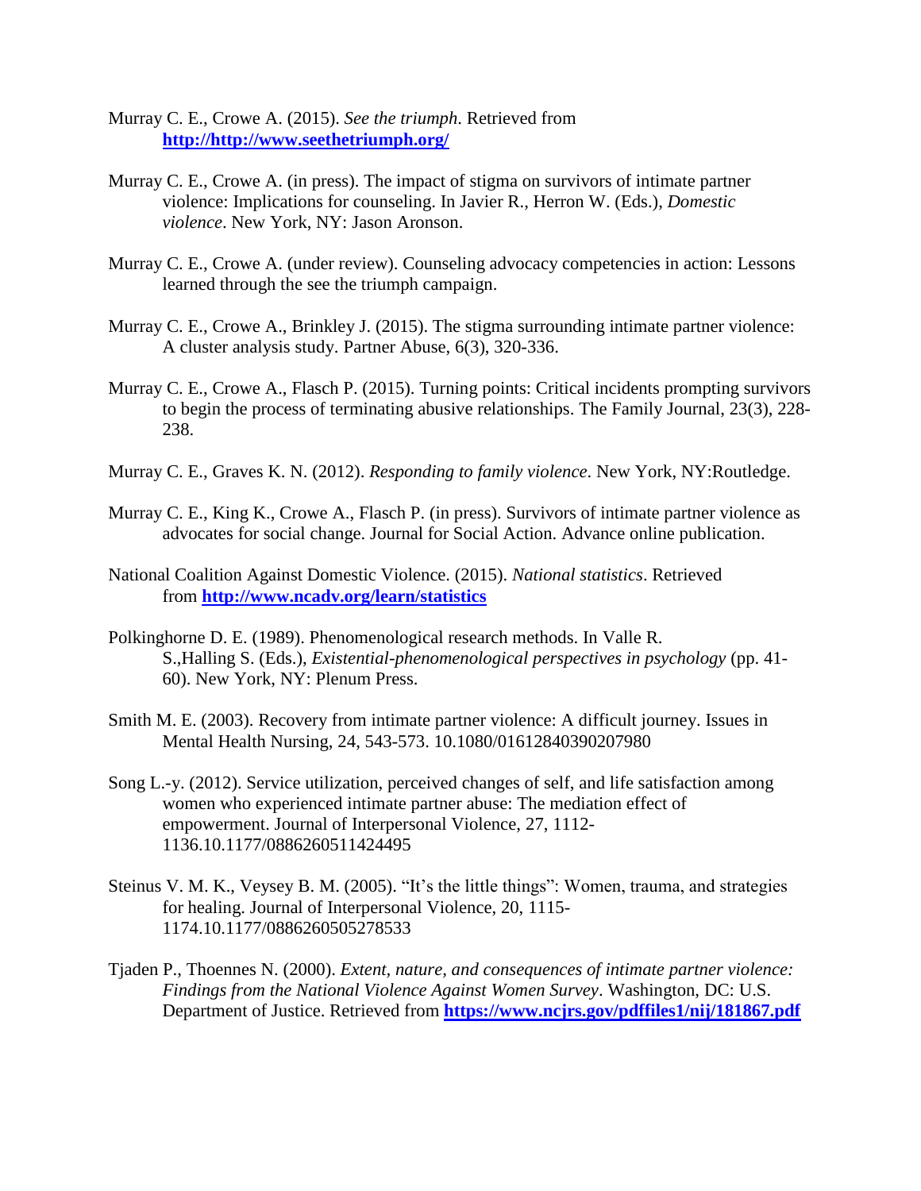Murray C. E., Crowe A. (2015). *See the triumph*. Retrieved from **http://http://www.seethetriumph.org/**

Murray C. E., Crowe A. (in press). The impact of stigma on survivors of intimate partner violence: Implications for counseling. In Javier R., Herron W. (Eds.), *Domestic violence*. New York, NY: Jason Aronson.

Murray C. E., Crowe A. (under review). Counseling advocacy competencies in action: Lessons learned through the see the triumph campaign.

Murray C. E., Crowe A., Brinkley J. (2015). The stigma surrounding intimate partner violence: A cluster analysis study. Partner Abuse, 6(3), 320-336.

Murray C. E., Crowe A., Flasch P. (2015). Turning points: Critical incidents prompting survivors to begin the process of terminating abusive relationships. The Family Journal, 23(3), 228-238.

Murray C. E., Graves K. N. (2012). *Responding to family violence*. New York, NY:Routledge.

Murray C. E., King K., Crowe A., Flasch P. (in press). Survivors of intimate partner violence as advocates for social change. Journal for Social Action. Advance online publication.

National Coalition Against Domestic Violence. (2015). *National statistics*. Retrieved from **http://www.ncadv.org/learn/statistics**

Polkinghorne D. E. (1989). Phenomenological research methods. In Valle R. S.,Halling S. (Eds.), *Existential-phenomenological perspectives in psychology* (pp. 41-60). New York, NY: Plenum Press.

Smith M. E. (2003). Recovery from intimate partner violence: A difficult journey. Issues in Mental Health Nursing, 24, 543-573. 10.1080/01612840390207980

Song L.-y. (2012). Service utilization, perceived changes of self, and life satisfaction among women who experienced intimate partner abuse: The mediation effect of empowerment. Journal of Interpersonal Violence, 27, 1112-1136.10.1177/0886260511424495

Steinus V. M. K., Veysey B. M. (2005). "It's the little things": Women, trauma, and strategies for healing. Journal of Interpersonal Violence, 20, 1115-1174.10.1177/0886260505278533

Tjaden P., Thoennes N. (2000). *Extent, nature, and consequences of intimate partner violence: Findings from the National Violence Against Women Survey*. Washington, DC: U.S. Department of Justice. Retrieved from **https://www.ncjrs.gov/pdffiles1/nij/181867.pdf**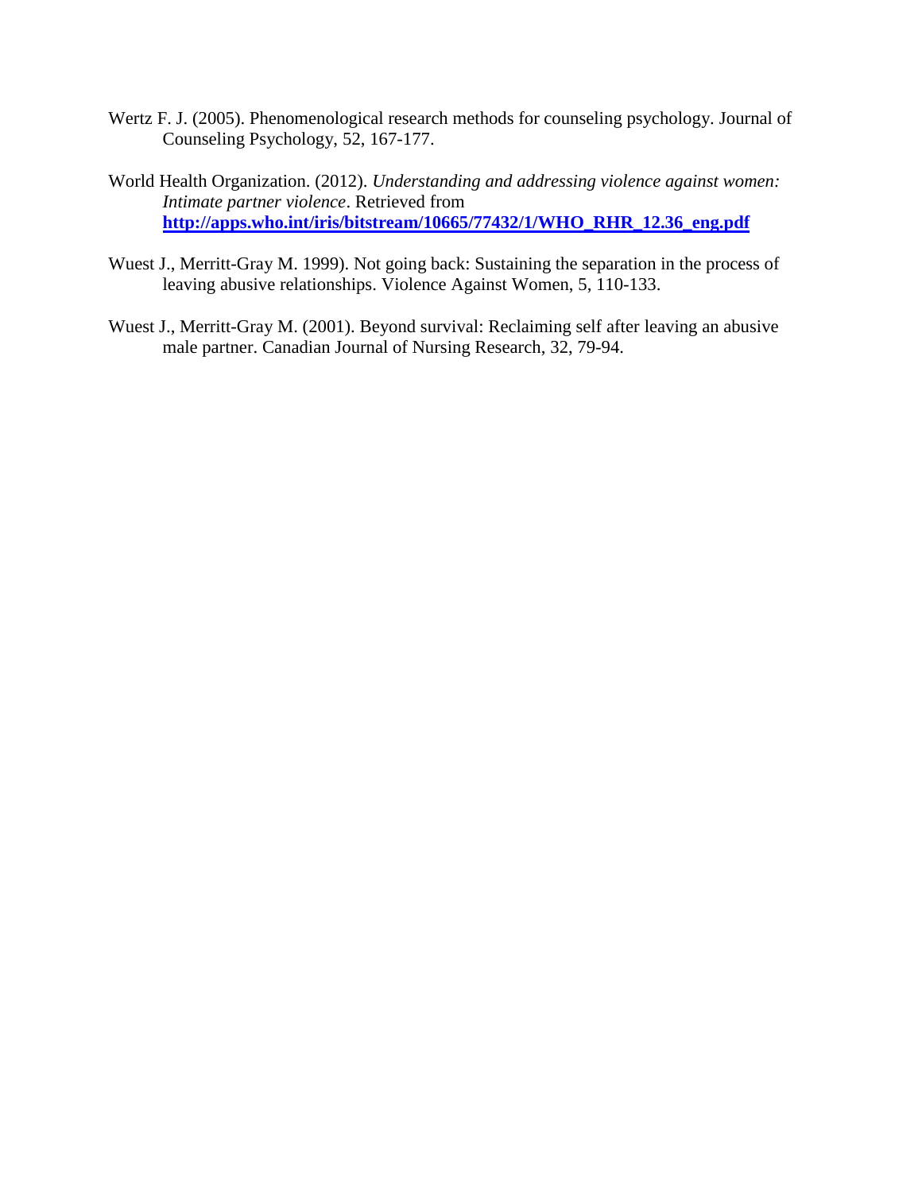Wertz F. J. (2005). Phenomenological research methods for counseling psychology. Journal of Counseling Psychology, 52, 167-177.

World Health Organization. (2012). *Understanding and addressing violence against women: Intimate partner violence*. Retrieved from **http://apps.who.int/iris/bitstream/10665/77432/1/WHO_RHR_12.36_eng.pdf**

Wuest J., Merritt-Gray M. 1999). Not going back: Sustaining the separation in the process of leaving abusive relationships. Violence Against Women, 5, 110-133.

Wuest J., Merritt-Gray M. (2001). Beyond survival: Reclaiming self after leaving an abusive male partner. Canadian Journal of Nursing Research, 32, 79-94.